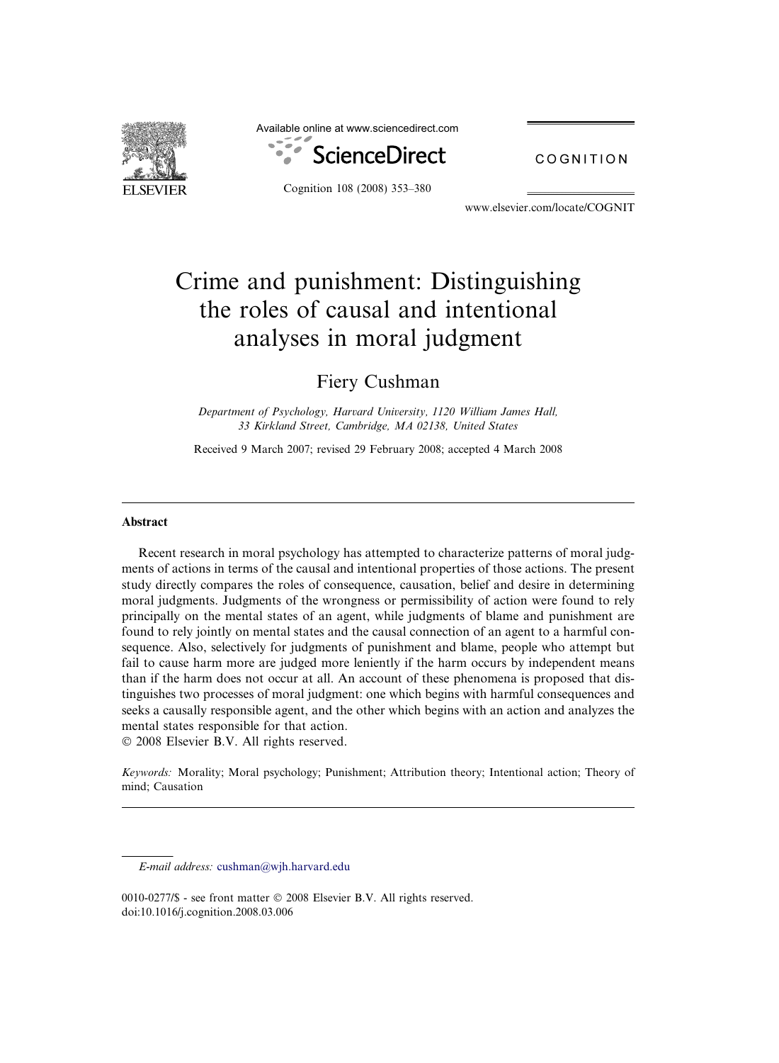Available online at www.sciencedirect.com

ScienceDirect

COGNITION

www.elsevier.com/locate/COGNIT

# Crime and punishment: Distinguishing the roles of causal and intentional analyses in moral judgment

Fiery Cushman

*Department of Psychology, Harvard University, 1120 William James Hall, 33 Kirkland Street, Cambridge, MA 02138, United States*

Received 9 March 2007; revised 29 February 2008; accepted 4 March 2008

---

## Abstract

Recent research in moral psychology has attempted to characterize patterns of moral judgments of actions in terms of the causal and intentional properties of those actions. The present study directly compares the roles of consequence, causation, belief and desire in determining moral judgments. Judgments of the wrongness or permissibility of action were found to rely principally on the mental states of an agent, while judgments of blame and punishment are found to rely jointly on mental states and the causal connection of an agent to a harmful consequence. Also, selectively for judgments of punishment and blame, people who attempt but fail to cause harm more are judged more leniently if the harm occurs by independent means than if the harm does not occur at all. An account of these phenomena is proposed that distinguishes two processes of moral judgment: one which begins with harmful consequences and seeks a causally responsible agent, and the other which begins with an action and analyzes the mental states responsible for that action.

© 2008 Elsevier B.V. All rights reserved.

*Keywords:* Morality; Moral psychology; Punishment; Attribution theory; Intentional action; Theory of mind; Causation

---

*E-mail address:* cushman@wjh.harvard.edu

0010-0277/$ - see front matter © 2008 Elsevier B.V. All rights reserved.
doi:10.1016/j.cognition.2008.03.006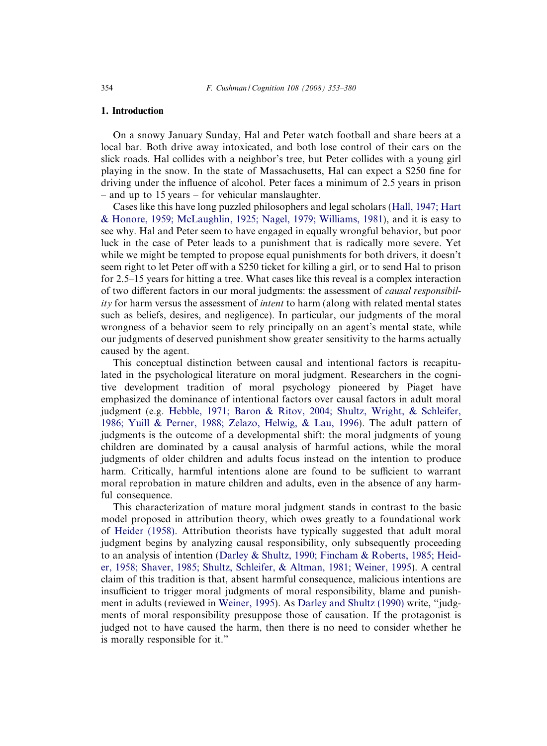## 1. Introduction

On a snowy January Sunday, Hal and Peter watch football and share beers at a local bar. Both drive away intoxicated, and both lose control of their cars on the slick roads. Hal collides with a neighbor's tree, but Peter collides with a young girl playing in the snow. In the state of Massachusetts, Hal can expect a $250 fine for driving under the influence of alcohol. Peter faces a minimum of 2.5 years in prison – and up to 15 years – for vehicular manslaughter.

Cases like this have long puzzled philosophers and legal scholars (Hall, 1947; Hart & Honore, 1959; McLaughlin, 1925; Nagel, 1979; Williams, 1981), and it is easy to see why. Hal and Peter seem to have engaged in equally wrongful behavior, but poor luck in the case of Peter leads to a punishment that is radically more severe. Yet while we might be tempted to propose equal punishments for both drivers, it doesn't seem right to let Peter off with a $250 ticket for killing a girl, or to send Hal to prison for 2.5–15 years for hitting a tree. What cases like this reveal is a complex interaction of two different factors in our moral judgments: the assessment of *causal responsibility* for harm versus the assessment of *intent* to harm (along with related mental states such as beliefs, desires, and negligence). In particular, our judgments of the moral wrongness of a behavior seem to rely principally on an agent's mental state, while our judgments of deserved punishment show greater sensitivity to the harms actually caused by the agent.

This conceptual distinction between causal and intentional factors is recapitulated in the psychological literature on moral judgment. Researchers in the cognitive development tradition of moral psychology pioneered by Piaget have emphasized the dominance of intentional factors over causal factors in adult moral judgment (e.g. Hebble, 1971; Baron & Ritov, 2004; Shultz, Wright, & Schleifer, 1986; Yuill & Perner, 1988; Zelazo, Helwig, & Lau, 1996). The adult pattern of judgments is the outcome of a developmental shift: the moral judgments of young children are dominated by a causal analysis of harmful actions, while the moral judgments of older children and adults focus instead on the intention to produce harm. Critically, harmful intentions alone are found to be sufficient to warrant moral reprobation in mature children and adults, even in the absence of any harmful consequence.

This characterization of mature moral judgment stands in contrast to the basic model proposed in attribution theory, which owes greatly to a foundational work of Heider (1958). Attribution theorists have typically suggested that adult moral judgment begins by analyzing causal responsibility, only subsequently proceeding to an analysis of intention (Darley & Shultz, 1990; Fincham & Roberts, 1985; Heider, 1958; Shaver, 1985; Shultz, Schleifer, & Altman, 1981; Weiner, 1995). A central claim of this tradition is that, absent harmful consequence, malicious intentions are insufficient to trigger moral judgments of moral responsibility, blame and punishment in adults (reviewed in Weiner, 1995). As Darley and Shultz (1990) write, "judgments of moral responsibility presuppose those of causation. If the protagonist is judged not to have caused the harm, then there is no need to consider whether he is morally responsible for it."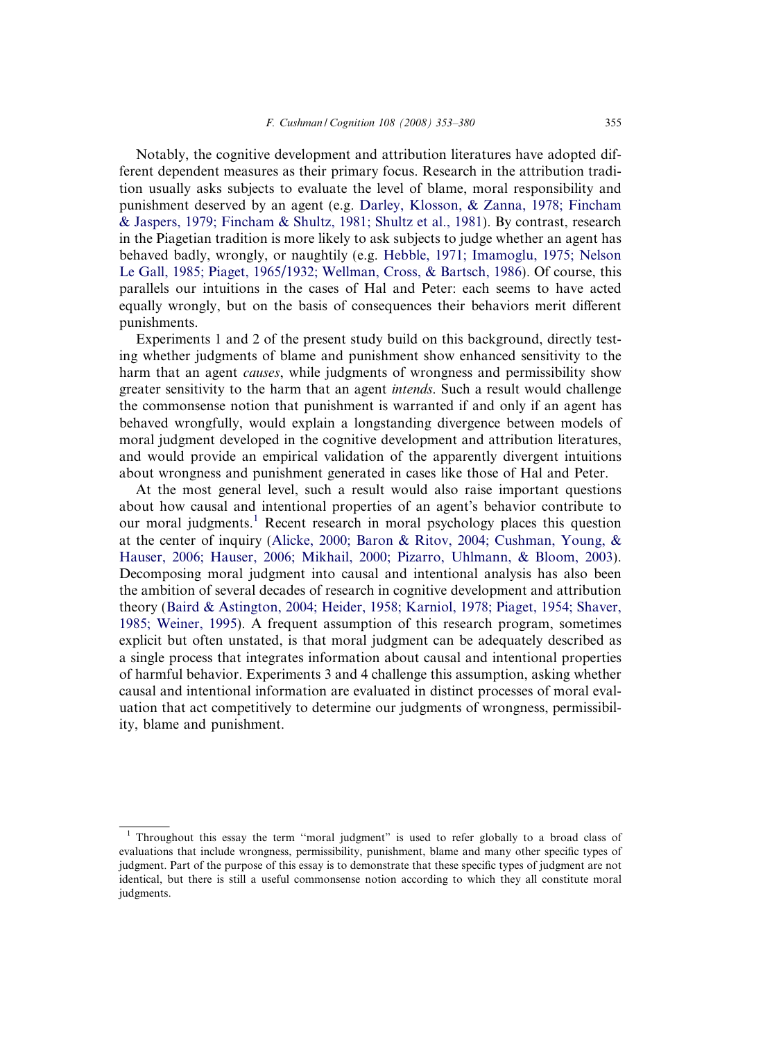Notably, the cognitive development and attribution literatures have adopted different dependent measures as their primary focus. Research in the attribution tradition usually asks subjects to evaluate the level of blame, moral responsibility and punishment deserved by an agent (e.g. Darley, Klosson, & Zanna, 1978; Fincham & Jaspers, 1979; Fincham & Shultz, 1981; Shultz et al., 1981). By contrast, research in the Piagetian tradition is more likely to ask subjects to judge whether an agent has behaved badly, wrongly, or naughtily (e.g. Hebble, 1971; Imamoglu, 1975; Nelson Le Gall, 1985; Piaget, 1965/1932; Wellman, Cross, & Bartsch, 1986). Of course, this parallels our intuitions in the cases of Hal and Peter: each seems to have acted equally wrongly, but on the basis of consequences their behaviors merit different punishments.

Experiments 1 and 2 of the present study build on this background, directly testing whether judgments of blame and punishment show enhanced sensitivity to the harm that an agent *causes*, while judgments of wrongness and permissibility show greater sensitivity to the harm that an agent *intends*. Such a result would challenge the commonsense notion that punishment is warranted if and only if an agent has behaved wrongfully, would explain a longstanding divergence between models of moral judgment developed in the cognitive development and attribution literatures, and would provide an empirical validation of the apparently divergent intuitions about wrongness and punishment generated in cases like those of Hal and Peter.

At the most general level, such a result would also raise important questions about how causal and intentional properties of an agent's behavior contribute to our moral judgments.[1] Recent research in moral psychology places this question at the center of inquiry (Alicke, 2000; Baron & Ritov, 2004; Cushman, Young, & Hauser, 2006; Hauser, 2006; Mikhail, 2000; Pizarro, Uhlmann, & Bloom, 2003). Decomposing moral judgment into causal and intentional analysis has also been the ambition of several decades of research in cognitive development and attribution theory (Baird & Astington, 2004; Heider, 1958; Karniol, 1978; Piaget, 1954; Shaver, 1985; Weiner, 1995). A frequent assumption of this research program, sometimes explicit but often unstated, is that moral judgment can be adequately described as a single process that integrates information about causal and intentional properties of harmful behavior. Experiments 3 and 4 challenge this assumption, asking whether causal and intentional information are evaluated in distinct processes of moral evaluation that act competitively to determine our judgments of wrongness, permissibility, blame and punishment.

[1] Throughout this essay the term "moral judgment" is used to refer globally to a broad class of evaluations that include wrongness, permissibility, punishment, blame and many other specific types of judgment. Part of the purpose of this essay is to demonstrate that these specific types of judgment are not identical, but there is still a useful commonsense notion according to which they all constitute moral judgments.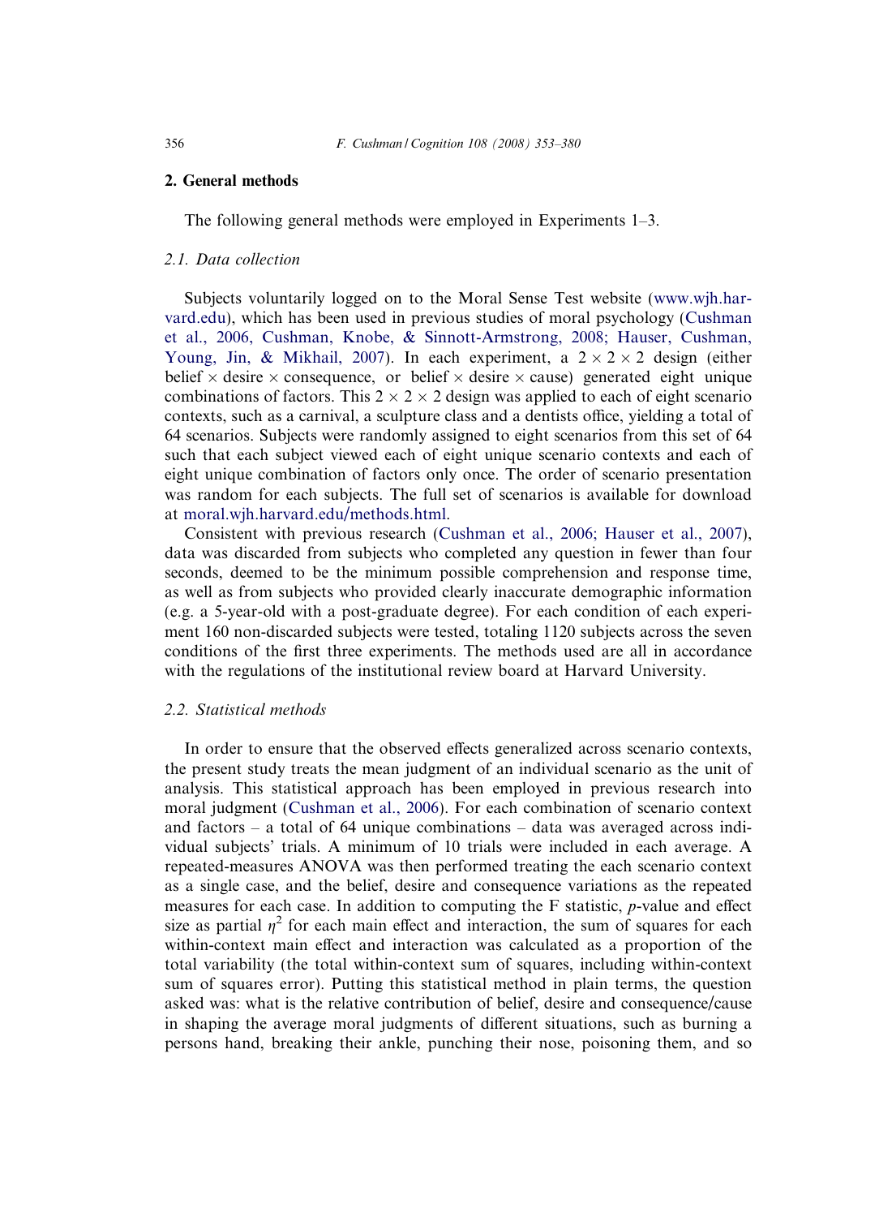## 2. General methods

The following general methods were employed in Experiments 1–3.

### 2.1. Data collection

Subjects voluntarily logged on to the Moral Sense Test website (www.wjh.harvard.edu), which has been used in previous studies of moral psychology (Cushman et al., 2006, Cushman, Knobe, & Sinnott-Armstrong, 2008; Hauser, Cushman, Young, Jin, & Mikhail, 2007). In each experiment, a $2 \times 2 \times 2$ design (either belief $\times$ desire $\times$ consequence, or belief $\times$ desire $\times$ cause) generated eight unique combinations of factors. This $2 \times 2 \times 2$ design was applied to each of eight scenario contexts, such as a carnival, a sculpture class and a dentists office, yielding a total of 64 scenarios. Subjects were randomly assigned to eight scenarios from this set of 64 such that each subject viewed each of eight unique scenario contexts and each of eight unique combination of factors only once. The order of scenario presentation was random for each subjects. The full set of scenarios is available for download at moral.wjh.harvard.edu/methods.html.

Consistent with previous research (Cushman et al., 2006; Hauser et al., 2007), data was discarded from subjects who completed any question in fewer than four seconds, deemed to be the minimum possible comprehension and response time, as well as from subjects who provided clearly inaccurate demographic information (e.g. a 5-year-old with a post-graduate degree). For each condition of each experiment 160 non-discarded subjects were tested, totaling 1120 subjects across the seven conditions of the first three experiments. The methods used are all in accordance with the regulations of the institutional review board at Harvard University.

### 2.2. Statistical methods

In order to ensure that the observed effects generalized across scenario contexts, the present study treats the mean judgment of an individual scenario as the unit of analysis. This statistical approach has been employed in previous research into moral judgment (Cushman et al., 2006). For each combination of scenario context and factors – a total of 64 unique combinations – data was averaged across individual subjects' trials. A minimum of 10 trials were included in each average. A repeated-measures ANOVA was then performed treating the each scenario context as a single case, and the belief, desire and consequence variations as the repeated measures for each case. In addition to computing the F statistic, $p$-value and effect size as partial $\eta^2$ for each main effect and interaction, the sum of squares for each within-context main effect and interaction was calculated as a proportion of the total variability (the total within-context sum of squares, including within-context sum of squares error). Putting this statistical method in plain terms, the question asked was: what is the relative contribution of belief, desire and consequence/cause in shaping the average moral judgments of different situations, such as burning a persons hand, breaking their ankle, punching their nose, poisoning them, and so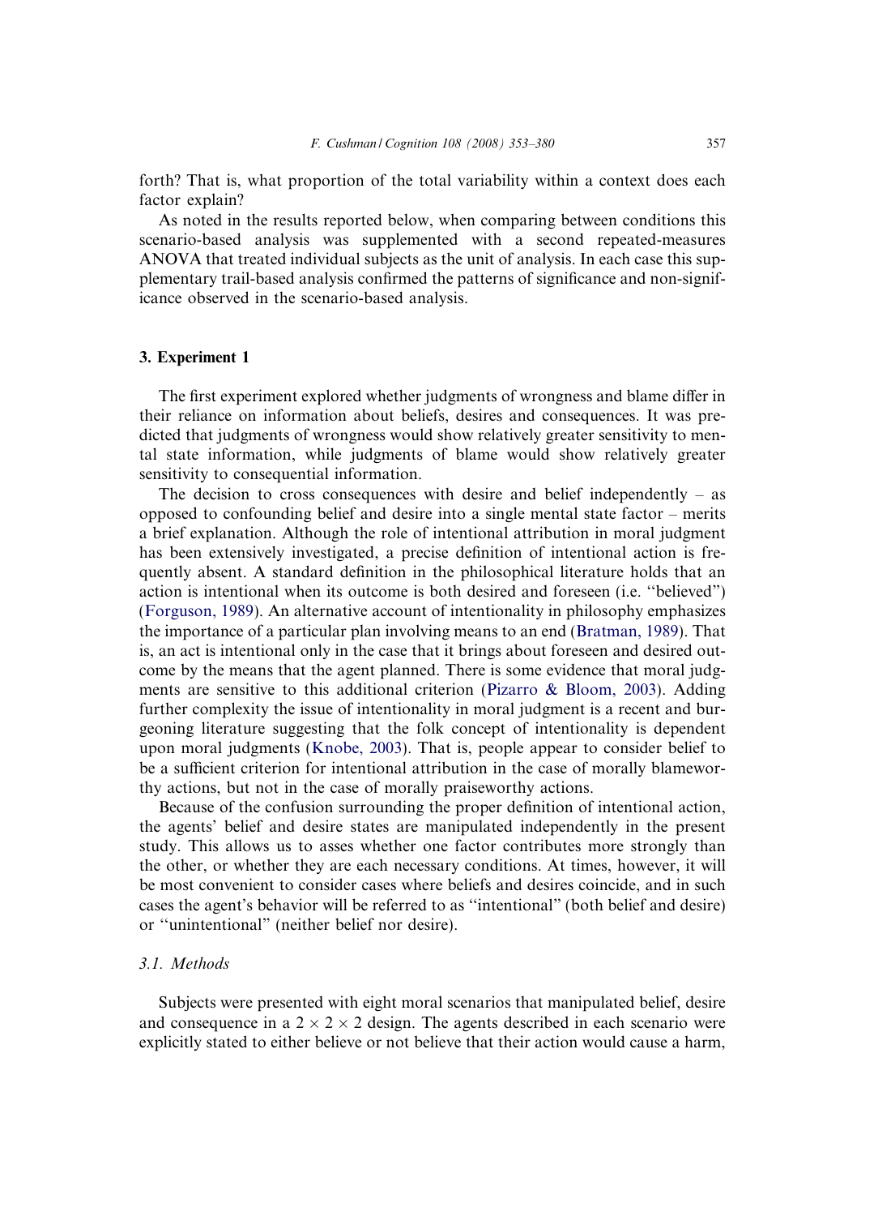forth? That is, what proportion of the total variability within a context does each factor explain?

As noted in the results reported below, when comparing between conditions this scenario-based analysis was supplemented with a second repeated-measures ANOVA that treated individual subjects as the unit of analysis. In each case this supplementary trail-based analysis confirmed the patterns of significance and non-significance observed in the scenario-based analysis.

## 3. Experiment 1

The first experiment explored whether judgments of wrongness and blame differ in their reliance on information about beliefs, desires and consequences. It was predicted that judgments of wrongness would show relatively greater sensitivity to mental state information, while judgments of blame would show relatively greater sensitivity to consequential information.

The decision to cross consequences with desire and belief independently – as opposed to confounding belief and desire into a single mental state factor – merits a brief explanation. Although the role of intentional attribution in moral judgment has been extensively investigated, a precise definition of intentional action is frequently absent. A standard definition in the philosophical literature holds that an action is intentional when its outcome is both desired and foreseen (i.e. ''believed'') (Forguson, 1989). An alternative account of intentionality in philosophy emphasizes the importance of a particular plan involving means to an end (Bratman, 1989). That is, an act is intentional only in the case that it brings about foreseen and desired outcome by the means that the agent planned. There is some evidence that moral judgments are sensitive to this additional criterion (Pizarro & Bloom, 2003). Adding further complexity the issue of intentionality in moral judgment is a recent and burgeoning literature suggesting that the folk concept of intentionality is dependent upon moral judgments (Knobe, 2003). That is, people appear to consider belief to be a sufficient criterion for intentional attribution in the case of morally blameworthy actions, but not in the case of morally praiseworthy actions.

Because of the confusion surrounding the proper definition of intentional action, the agents' belief and desire states are manipulated independently in the present study. This allows us to asses whether one factor contributes more strongly than the other, or whether they are each necessary conditions. At times, however, it will be most convenient to consider cases where beliefs and desires coincide, and in such cases the agent's behavior will be referred to as ''intentional'' (both belief and desire) or ''unintentional'' (neither belief nor desire).

### 3.1. Methods

Subjects were presented with eight moral scenarios that manipulated belief, desire and consequence in a $2 \times 2 \times 2$ design. The agents described in each scenario were explicitly stated to either believe or not believe that their action would cause a harm,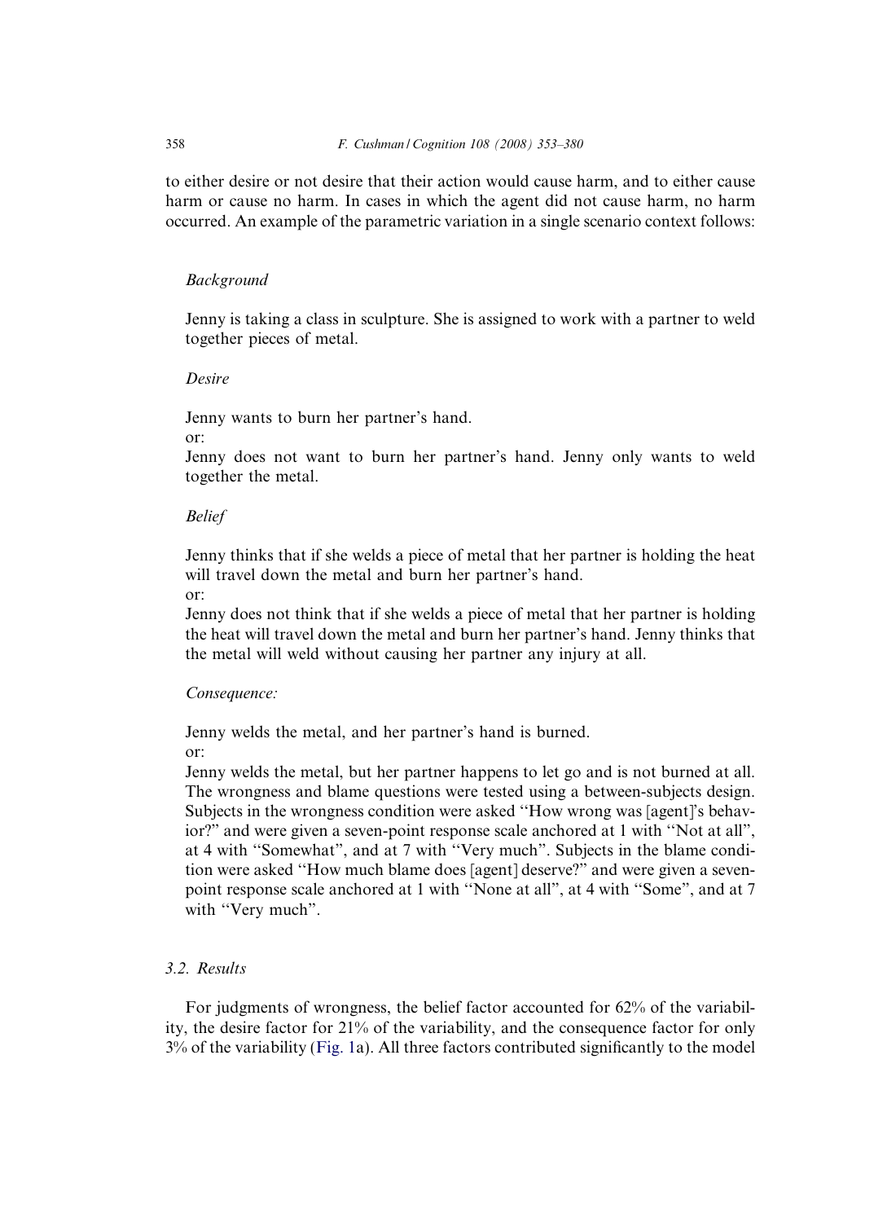to either desire or not desire that their action would cause harm, and to either cause harm or cause no harm. In cases in which the agent did not cause harm, no harm occurred. An example of the parametric variation in a single scenario context follows:

*Background*

Jenny is taking a class in sculpture. She is assigned to work with a partner to weld together pieces of metal.

*Desire*

Jenny wants to burn her partner's hand.
or:
Jenny does not want to burn her partner's hand. Jenny only wants to weld together the metal.

*Belief*

Jenny thinks that if she welds a piece of metal that her partner is holding the heat will travel down the metal and burn her partner's hand.
or:
Jenny does not think that if she welds a piece of metal that her partner is holding the heat will travel down the metal and burn her partner's hand. Jenny thinks that the metal will weld without causing her partner any injury at all.

*Consequence:*

Jenny welds the metal, and her partner's hand is burned.
or:
Jenny welds the metal, but her partner happens to let go and is not burned at all.
The wrongness and blame questions were tested using a between-subjects design. Subjects in the wrongness condition were asked ''How wrong was [agent]'s behavior?'' and were given a seven-point response scale anchored at 1 with ''Not at all'', at 4 with ''Somewhat'', and at 7 with ''Very much''. Subjects in the blame condition were asked ''How much blame does [agent] deserve?'' and were given a seven-point response scale anchored at 1 with ''None at all'', at 4 with ''Some'', and at 7 with ''Very much''.

### 3.2. Results

For judgments of wrongness, the belief factor accounted for 62% of the variability, the desire factor for 21% of the variability, and the consequence factor for only 3% of the variability (Fig. 1a). All three factors contributed significantly to the model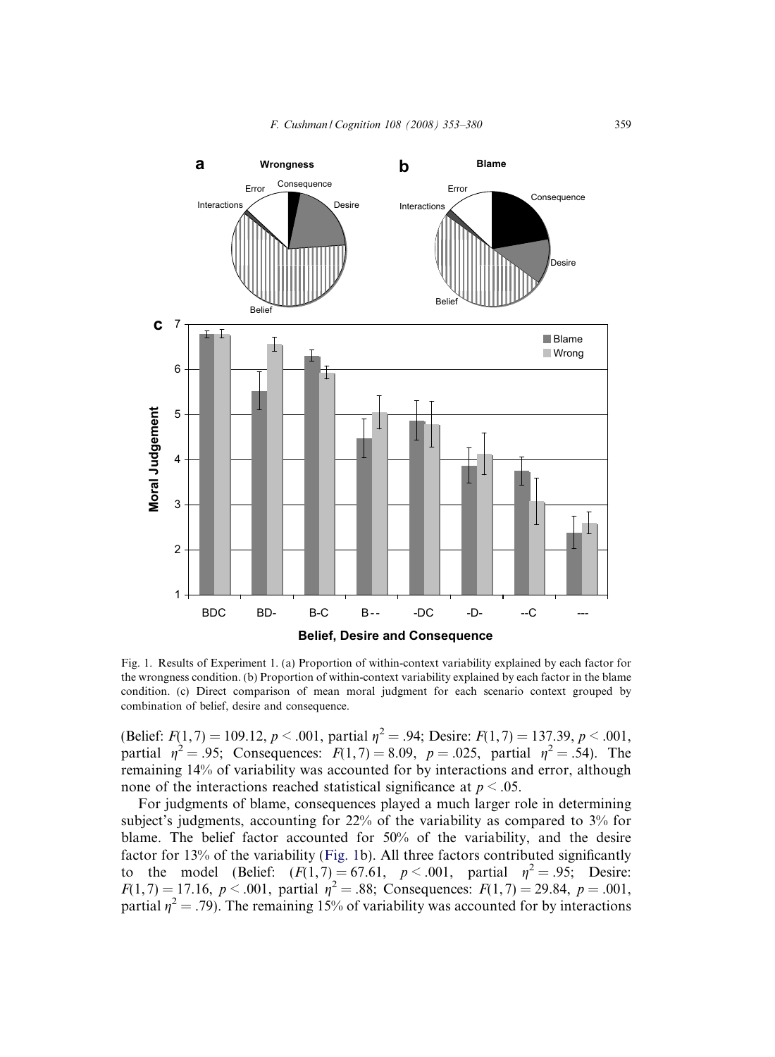Fig. 1. Results of Experiment 1. (a) Proportion of within-context variability explained by each factor for the wrongness condition. (b) Proportion of within-context variability explained by each factor in the blame condition. (c) Direct comparison of mean moral judgment for each scenario context grouped by combination of belief, desire and consequence.

(Belief: $F(1,7) = 109.12$, $p < .001$, partial $\eta^2 = .94$; Desire: $F(1,7) = 137.39$, $p < .001$, partial $\eta^2 = .95$; Consequences: $F(1,7) = 8.09$, $p = .025$, partial $\eta^2 = .54$). The remaining 14% of variability was accounted for by interactions and error, although none of the interactions reached statistical significance at $p < .05$.

For judgments of blame, consequences played a much larger role in determining subject's judgments, accounting for 22% of the variability as compared to 3% for blame. The belief factor accounted for 50% of the variability, and the desire factor for 13% of the variability (Fig. 1b). All three factors contributed significantly to the model (Belief: $(F(1,7) = 67.61$, $p < .001$, partial $\eta^2 = .95$; Desire: $F(1,7) = 17.16$, $p < .001$, partial $\eta^2 = .88$; Consequences: $F(1,7) = 29.84$, $p = .001$, partial $\eta^2 = .79$). The remaining 15% of variability was accounted for by interactions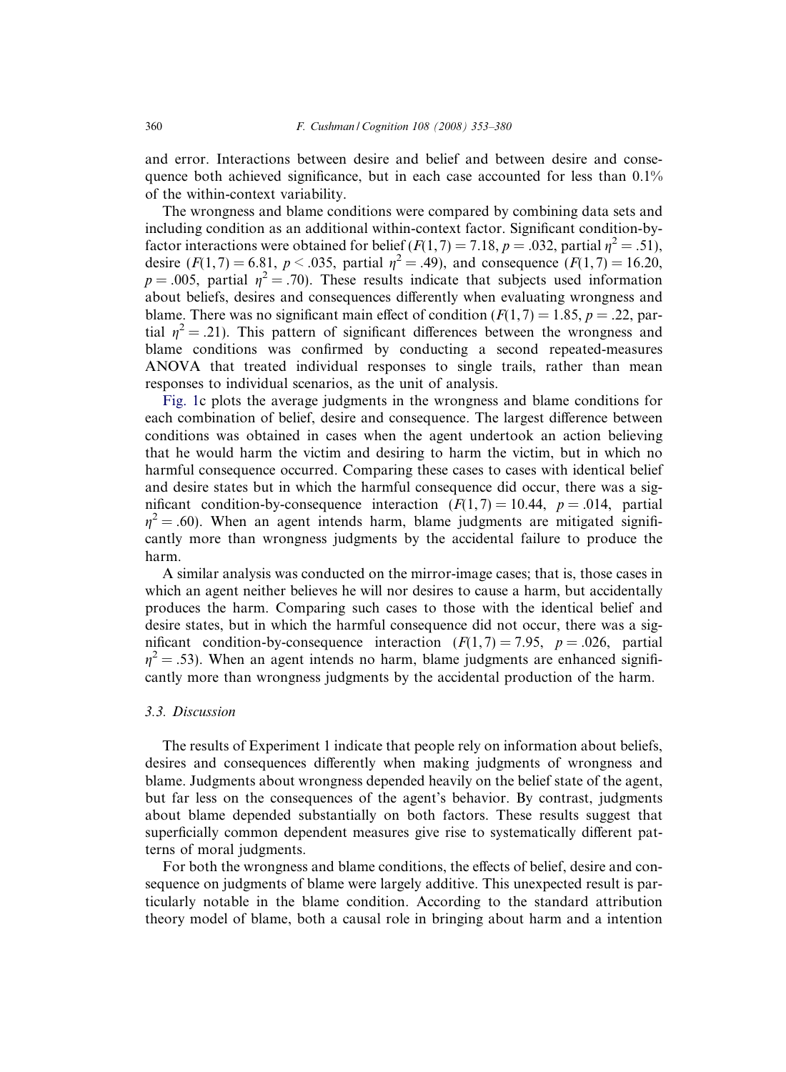and error. Interactions between desire and belief and between desire and consequence both achieved significance, but in each case accounted for less than 0.1% of the within-context variability.

The wrongness and blame conditions were compared by combining data sets and including condition as an additional within-context factor. Significant condition-by-factor interactions were obtained for belief ($F(1, 7) = 7.18$, $p = .032$, partial $\eta^2 = .51$), desire ($F(1, 7) = 6.81$, $p < .035$, partial $\eta^2 = .49$), and consequence ($F(1, 7) = 16.20$, $p = .005$, partial $\eta^2 = .70$). These results indicate that subjects used information about beliefs, desires and consequences differently when evaluating wrongness and blame. There was no significant main effect of condition ($F(1, 7) = 1.85$, $p = .22$, partial $\eta^2 = .21$). This pattern of significant differences between the wrongness and blame conditions was confirmed by conducting a second repeated-measures ANOVA that treated individual responses to single trails, rather than mean responses to individual scenarios, as the unit of analysis.

Fig. 1c plots the average judgments in the wrongness and blame conditions for each combination of belief, desire and consequence. The largest difference between conditions was obtained in cases when the agent undertook an action believing that he would harm the victim and desiring to harm the victim, but in which no harmful consequence occurred. Comparing these cases to cases with identical belief and desire states but in which the harmful consequence did occur, there was a significant condition-by-consequence interaction ($F(1, 7) = 10.44$, $p = .014$, partial $\eta^2 = .60$). When an agent intends harm, blame judgments are mitigated significantly more than wrongness judgments by the accidental failure to produce the harm.

A similar analysis was conducted on the mirror-image cases; that is, those cases in which an agent neither believes he will nor desires to cause a harm, but accidentally produces the harm. Comparing such cases to those with the identical belief and desire states, but in which the harmful consequence did not occur, there was a significant condition-by-consequence interaction ($F(1, 7) = 7.95$, $p = .026$, partial $\eta^2 = .53$). When an agent intends no harm, blame judgments are enhanced significantly more than wrongness judgments by the accidental production of the harm.

### 3.3. Discussion

The results of Experiment 1 indicate that people rely on information about beliefs, desires and consequences differently when making judgments of wrongness and blame. Judgments about wrongness depended heavily on the belief state of the agent, but far less on the consequences of the agent's behavior. By contrast, judgments about blame depended substantially on both factors. These results suggest that superficially common dependent measures give rise to systematically different patterns of moral judgments.

For both the wrongness and blame conditions, the effects of belief, desire and consequence on judgments of blame were largely additive. This unexpected result is particularly notable in the blame condition. According to the standard attribution theory model of blame, both a causal role in bringing about harm and a intention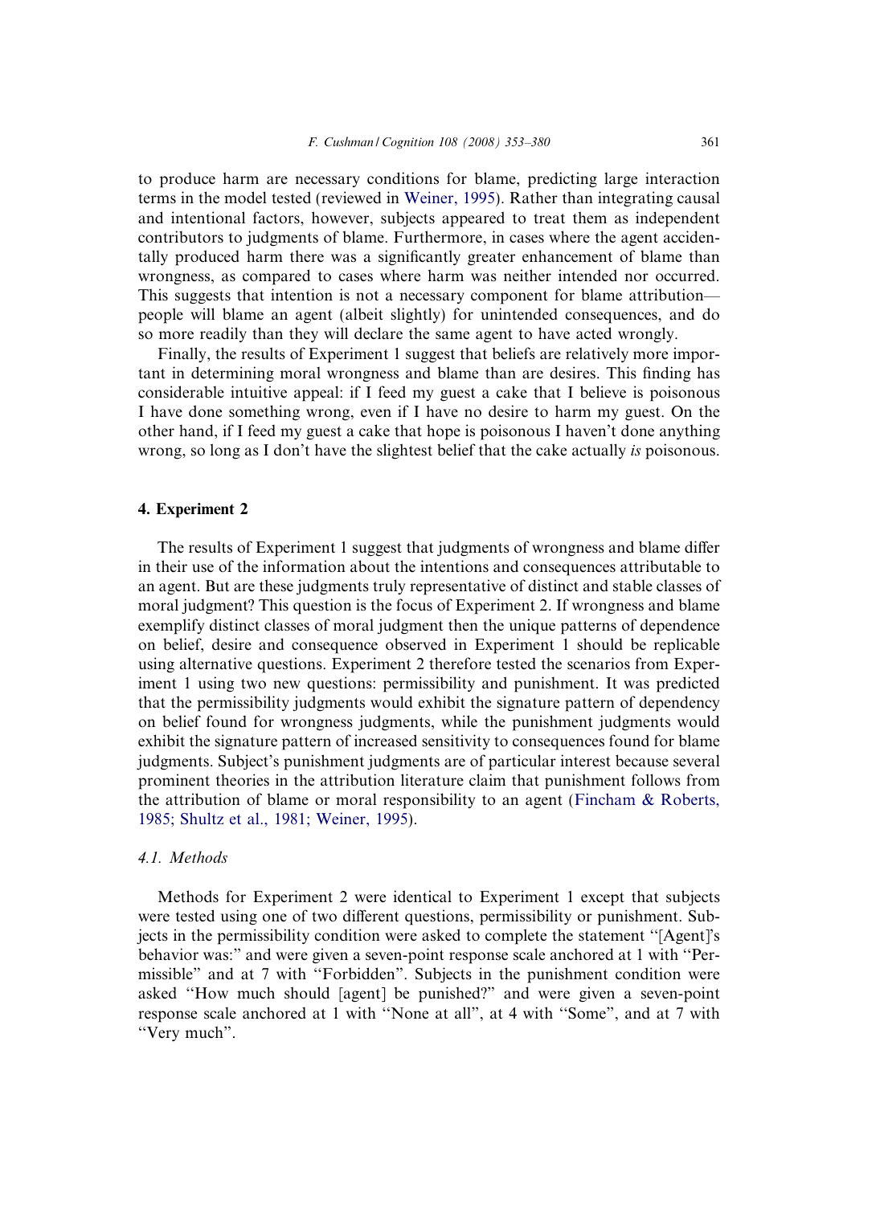to produce harm are necessary conditions for blame, predicting large interaction terms in the model tested (reviewed in Weiner, 1995). Rather than integrating causal and intentional factors, however, subjects appeared to treat them as independent contributors to judgments of blame. Furthermore, in cases where the agent accidentally produced harm there was a significantly greater enhancement of blame than wrongness, as compared to cases where harm was neither intended nor occurred. This suggests that intention is not a necessary component for blame attribution—people will blame an agent (albeit slightly) for unintended consequences, and do so more readily than they will declare the same agent to have acted wrongly.

Finally, the results of Experiment 1 suggest that beliefs are relatively more important in determining moral wrongness and blame than are desires. This finding has considerable intuitive appeal: if I feed my guest a cake that I believe is poisonous I have done something wrong, even if I have no desire to harm my guest. On the other hand, if I feed my guest a cake that hope is poisonous I haven't done anything wrong, so long as I don't have the slightest belief that the cake actually *is* poisonous.

## 4. Experiment 2

The results of Experiment 1 suggest that judgments of wrongness and blame differ in their use of the information about the intentions and consequences attributable to an agent. But are these judgments truly representative of distinct and stable classes of moral judgment? This question is the focus of Experiment 2. If wrongness and blame exemplify distinct classes of moral judgment then the unique patterns of dependence on belief, desire and consequence observed in Experiment 1 should be replicable using alternative questions. Experiment 2 therefore tested the scenarios from Experiment 1 using two new questions: permissibility and punishment. It was predicted that the permissibility judgments would exhibit the signature pattern of dependency on belief found for wrongness judgments, while the punishment judgments would exhibit the signature pattern of increased sensitivity to consequences found for blame judgments. Subject's punishment judgments are of particular interest because several prominent theories in the attribution literature claim that punishment follows from the attribution of blame or moral responsibility to an agent (Fincham & Roberts, 1985; Shultz et al., 1981; Weiner, 1995).

### 4.1. Methods

Methods for Experiment 2 were identical to Experiment 1 except that subjects were tested using one of two different questions, permissibility or punishment. Subjects in the permissibility condition were asked to complete the statement "[Agent]'s behavior was:" and were given a seven-point response scale anchored at 1 with "Permissible" and at 7 with "Forbidden". Subjects in the punishment condition were asked "How much should [agent] be punished?" and were given a seven-point response scale anchored at 1 with "None at all", at 4 with "Some", and at 7 with "Very much".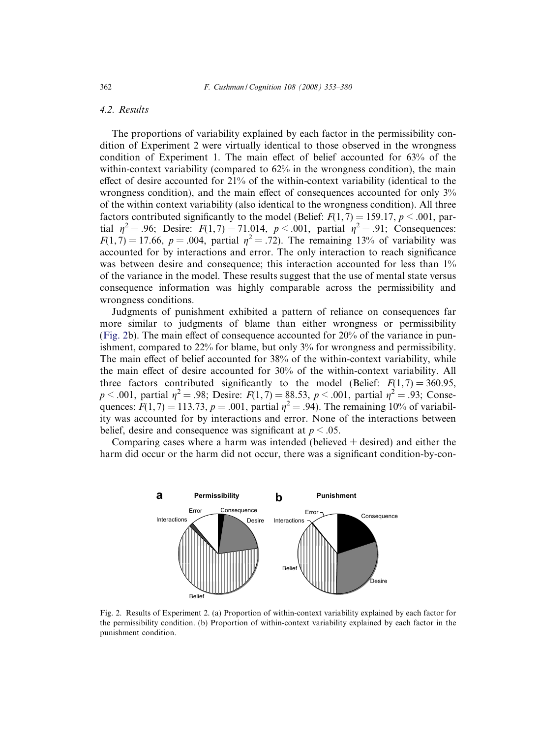### 4.2. Results

The proportions of variability explained by each factor in the permissibility condition of Experiment 2 were virtually identical to those observed in the wrongness condition of Experiment 1. The main effect of belief accounted for 63% of the within-context variability (compared to 62% in the wrongness condition), the main effect of desire accounted for 21% of the within-context variability (identical to the wrongness condition), and the main effect of consequences accounted for only 3% of the within context variability (also identical to the wrongness condition). All three factors contributed significantly to the model (Belief: $F(1,7) = 159.17$, $p < .001$, partial $\eta^2 = .96$; Desire: $F(1,7) = 71.014$, $p < .001$, partial $\eta^2 = .91$; Consequences: $F(1,7) = 17.66$, $p = .004$, partial $\eta^2 = .72$). The remaining 13% of variability was accounted for by interactions and error. The only interaction to reach significance was between desire and consequence; this interaction accounted for less than 1% of the variance in the model. These results suggest that the use of mental state versus consequence information was highly comparable across the permissibility and wrongness conditions.

Judgments of punishment exhibited a pattern of reliance on consequences far more similar to judgments of blame than either wrongness or permissibility (Fig. 2b). The main effect of consequence accounted for 20% of the variance in punishment, compared to 22% for blame, but only 3% for wrongness and permissibility. The main effect of belief accounted for 38% of the within-context variability, while the main effect of desire accounted for 30% of the within-context variability. All three factors contributed significantly to the model (Belief: $F(1,7) = 360.95$, $p < .001$, partial $\eta^2 = .98$; Desire: $F(1,7) = 88.53$, $p < .001$, partial $\eta^2 = .93$; Consequences: $F(1,7) = 113.73$, $p = .001$, partial $\eta^2 = .94$). The remaining 10% of variability was accounted for by interactions and error. None of the interactions between belief, desire and consequence was significant at $p < .05$.

Comparing cases where a harm was intended (believed + desired) and either the harm did occur or the harm did not occur, there was a significant condition-by-con-

Fig. 2. Results of Experiment 2. (a) Proportion of within-context variability explained by each factor for the permissibility condition. (b) Proportion of within-context variability explained by each factor in the punishment condition.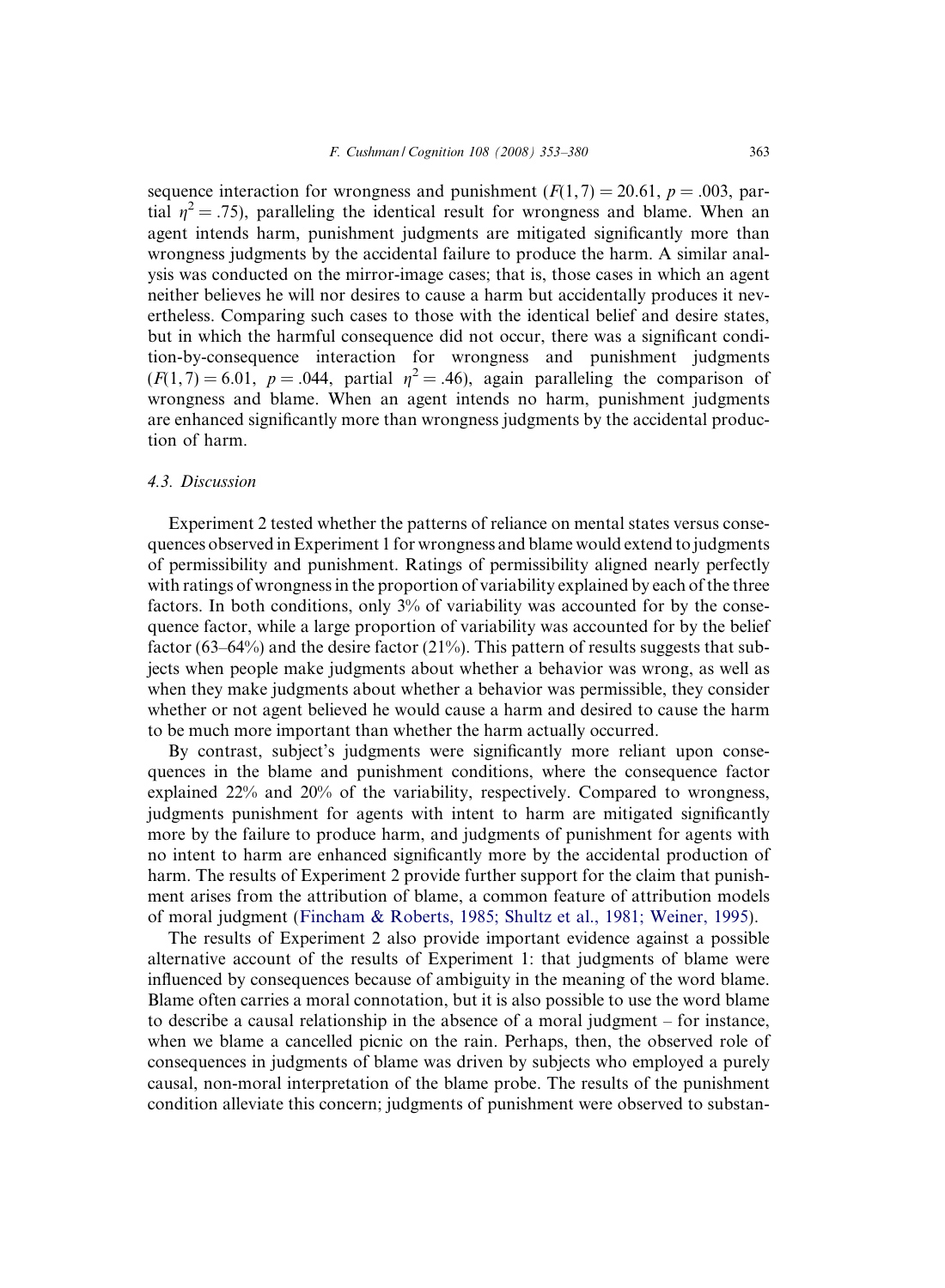sequence interaction for wrongness and punishment ($F(1,7) = 20.61$, $p = .003$, partial $\eta^2 = .75$), paralleling the identical result for wrongness and blame. When an agent intends harm, punishment judgments are mitigated significantly more than wrongness judgments by the accidental failure to produce the harm. A similar analysis was conducted on the mirror-image cases; that is, those cases in which an agent neither believes he will nor desires to cause a harm but accidentally produces it nevertheless. Comparing such cases to those with the identical belief and desire states, but in which the harmful consequence did not occur, there was a significant condition-by-consequence interaction for wrongness and punishment judgments ($F(1,7) = 6.01$, $p = .044$, partial $\eta^2 = .46$), again paralleling the comparison of wrongness and blame. When an agent intends no harm, punishment judgments are enhanced significantly more than wrongness judgments by the accidental production of harm.

### 4.3. Discussion

Experiment 2 tested whether the patterns of reliance on mental states versus consequences observed in Experiment 1 for wrongness and blame would extend to judgments of permissibility and punishment. Ratings of permissibility aligned nearly perfectly with ratings of wrongness in the proportion of variability explained by each of the three factors. In both conditions, only 3% of variability was accounted for by the consequence factor, while a large proportion of variability was accounted for by the belief factor (63–64%) and the desire factor (21%). This pattern of results suggests that subjects when people make judgments about whether a behavior was wrong, as well as when they make judgments about whether a behavior was permissible, they consider whether or not agent believed he would cause a harm and desired to cause the harm to be much more important than whether the harm actually occurred.

By contrast, subject's judgments were significantly more reliant upon consequences in the blame and punishment conditions, where the consequence factor explained 22% and 20% of the variability, respectively. Compared to wrongness, judgments punishment for agents with intent to harm are mitigated significantly more by the failure to produce harm, and judgments of punishment for agents with no intent to harm are enhanced significantly more by the accidental production of harm. The results of Experiment 2 provide further support for the claim that punishment arises from the attribution of blame, a common feature of attribution models of moral judgment (Fincham & Roberts, 1985; Shultz et al., 1981; Weiner, 1995).

The results of Experiment 2 also provide important evidence against a possible alternative account of the results of Experiment 1: that judgments of blame were influenced by consequences because of ambiguity in the meaning of the word blame. Blame often carries a moral connotation, but it is also possible to use the word blame to describe a causal relationship in the absence of a moral judgment – for instance, when we blame a cancelled picnic on the rain. Perhaps, then, the observed role of consequences in judgments of blame was driven by subjects who employed a purely causal, non-moral interpretation of the blame probe. The results of the punishment condition alleviate this concern; judgments of punishment were observed to substan-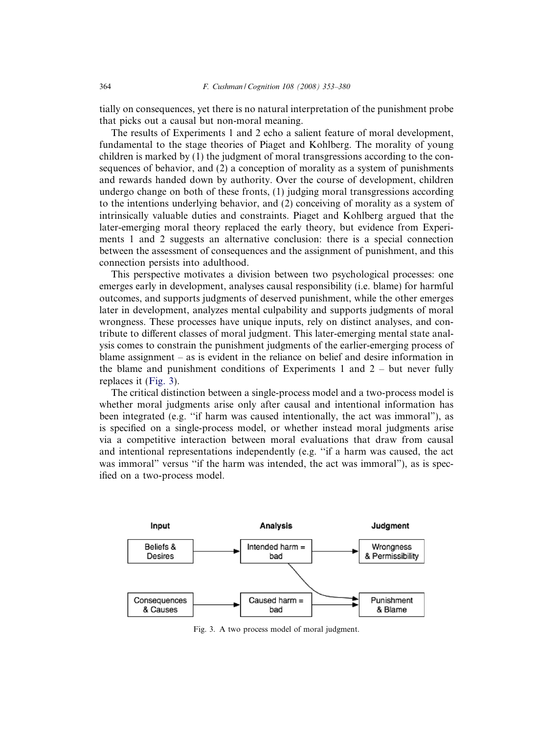tially on consequences, yet there is no natural interpretation of the punishment probe that picks out a causal but non-moral meaning.

The results of Experiments 1 and 2 echo a salient feature of moral development, fundamental to the stage theories of Piaget and Kohlberg. The morality of young children is marked by (1) the judgment of moral transgressions according to the consequences of behavior, and (2) a conception of morality as a system of punishments and rewards handed down by authority. Over the course of development, children undergo change on both of these fronts, (1) judging moral transgressions according to the intentions underlying behavior, and (2) conceiving of morality as a system of intrinsically valuable duties and constraints. Piaget and Kohlberg argued that the later-emerging moral theory replaced the early theory, but evidence from Experiments 1 and 2 suggests an alternative conclusion: there is a special connection between the assessment of consequences and the assignment of punishment, and this connection persists into adulthood.

This perspective motivates a division between two psychological processes: one emerges early in development, analyses causal responsibility (i.e. blame) for harmful outcomes, and supports judgments of deserved punishment, while the other emerges later in development, analyzes mental culpability and supports judgments of moral wrongness. These processes have unique inputs, rely on distinct analyses, and contribute to different classes of moral judgment. This later-emerging mental state analysis comes to constrain the punishment judgments of the earlier-emerging process of blame assignment – as is evident in the reliance on belief and desire information in the blame and punishment conditions of Experiments 1 and 2 – but never fully replaces it (Fig. 3).

The critical distinction between a single-process model and a two-process model is whether moral judgments arise only after causal and intentional information has been integrated (e.g. "if harm was caused intentionally, the act was immoral"), as is specified on a single-process model, or whether instead moral judgments arise via a competitive interaction between moral evaluations that draw from causal and intentional representations independently (e.g. "if a harm was caused, the act was immoral" versus "if the harm was intended, the act was immoral"), as is specified on a two-process model.

| Input | Analysis | Judgment |
| --- | --- | --- |
| Beliefs & Desires | Intended harm = bad | Wrongness & Permissibility |
| Consequences & Causes | Caused harm = bad | Punishment & Blame |

Fig. 3. A two process model of moral judgment.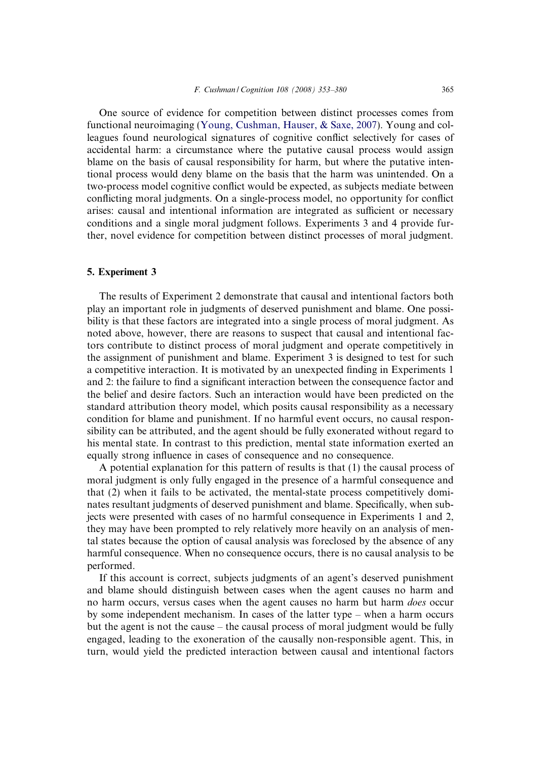One source of evidence for competition between distinct processes comes from functional neuroimaging (Young, Cushman, Hauser, & Saxe, 2007). Young and colleagues found neurological signatures of cognitive conflict selectively for cases of accidental harm: a circumstance where the putative causal process would assign blame on the basis of causal responsibility for harm, but where the putative intentional process would deny blame on the basis that the harm was unintended. On a two-process model cognitive conflict would be expected, as subjects mediate between conflicting moral judgments. On a single-process model, no opportunity for conflict arises: causal and intentional information are integrated as sufficient or necessary conditions and a single moral judgment follows. Experiments 3 and 4 provide further, novel evidence for competition between distinct processes of moral judgment.

## 5. Experiment 3

The results of Experiment 2 demonstrate that causal and intentional factors both play an important role in judgments of deserved punishment and blame. One possibility is that these factors are integrated into a single process of moral judgment. As noted above, however, there are reasons to suspect that causal and intentional factors contribute to distinct process of moral judgment and operate competitively in the assignment of punishment and blame. Experiment 3 is designed to test for such a competitive interaction. It is motivated by an unexpected finding in Experiments 1 and 2: the failure to find a significant interaction between the consequence factor and the belief and desire factors. Such an interaction would have been predicted on the standard attribution theory model, which posits causal responsibility as a necessary condition for blame and punishment. If no harmful event occurs, no causal responsibility can be attributed, and the agent should be fully exonerated without regard to his mental state. In contrast to this prediction, mental state information exerted an equally strong influence in cases of consequence and no consequence.

A potential explanation for this pattern of results is that (1) the causal process of moral judgment is only fully engaged in the presence of a harmful consequence and that (2) when it fails to be activated, the mental-state process competitively dominates resultant judgments of deserved punishment and blame. Specifically, when subjects were presented with cases of no harmful consequence in Experiments 1 and 2, they may have been prompted to rely relatively more heavily on an analysis of mental states because the option of causal analysis was foreclosed by the absence of any harmful consequence. When no consequence occurs, there is no causal analysis to be performed.

If this account is correct, subjects judgments of an agent's deserved punishment and blame should distinguish between cases when the agent causes no harm and no harm occurs, versus cases when the agent causes no harm but harm *does* occur by some independent mechanism. In cases of the latter type – when a harm occurs but the agent is not the cause – the causal process of moral judgment would be fully engaged, leading to the exoneration of the causally non-responsible agent. This, in turn, would yield the predicted interaction between causal and intentional factors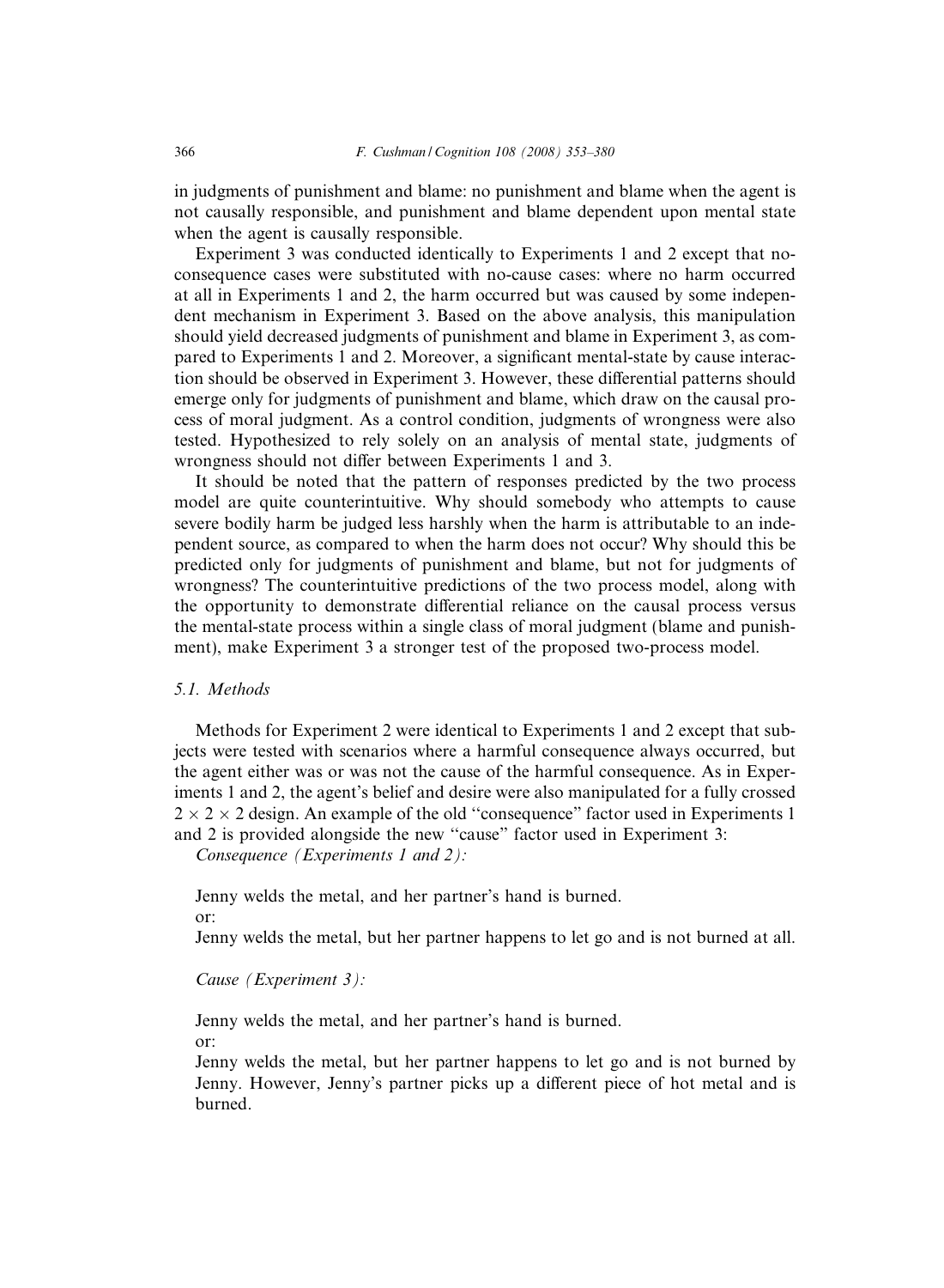in judgments of punishment and blame: no punishment and blame when the agent is not causally responsible, and punishment and blame dependent upon mental state when the agent is causally responsible.

Experiment 3 was conducted identically to Experiments 1 and 2 except that no-consequence cases were substituted with no-cause cases: where no harm occurred at all in Experiments 1 and 2, the harm occurred but was caused by some independent mechanism in Experiment 3. Based on the above analysis, this manipulation should yield decreased judgments of punishment and blame in Experiment 3, as compared to Experiments 1 and 2. Moreover, a significant mental-state by cause interaction should be observed in Experiment 3. However, these differential patterns should emerge only for judgments of punishment and blame, which draw on the causal process of moral judgment. As a control condition, judgments of wrongness were also tested. Hypothesized to rely solely on an analysis of mental state, judgments of wrongness should not differ between Experiments 1 and 3.

It should be noted that the pattern of responses predicted by the two process model are quite counterintuitive. Why should somebody who attempts to cause severe bodily harm be judged less harshly when the harm is attributable to an independent source, as compared to when the harm does not occur? Why should this be predicted only for judgments of punishment and blame, but not for judgments of wrongness? The counterintuitive predictions of the two process model, along with the opportunity to demonstrate differential reliance on the causal process versus the mental-state process within a single class of moral judgment (blame and punishment), make Experiment 3 a stronger test of the proposed two-process model.

### 5.1. Methods

Methods for Experiment 2 were identical to Experiments 1 and 2 except that subjects were tested with scenarios where a harmful consequence always occurred, but the agent either was or was not the cause of the harmful consequence. As in Experiments 1 and 2, the agent's belief and desire were also manipulated for a fully crossed $2 \times 2 \times 2$ design. An example of the old "consequence" factor used in Experiments 1 and 2 is provided alongside the new "cause" factor used in Experiment 3:

*Consequence (Experiments 1 and 2):*

Jenny welds the metal, and her partner's hand is burned.
or:
Jenny welds the metal, but her partner happens to let go and is not burned at all.

*Cause (Experiment 3):*

Jenny welds the metal, and her partner's hand is burned.
or:
Jenny welds the metal, but her partner happens to let go and is not burned by Jenny. However, Jenny's partner picks up a different piece of hot metal and is burned.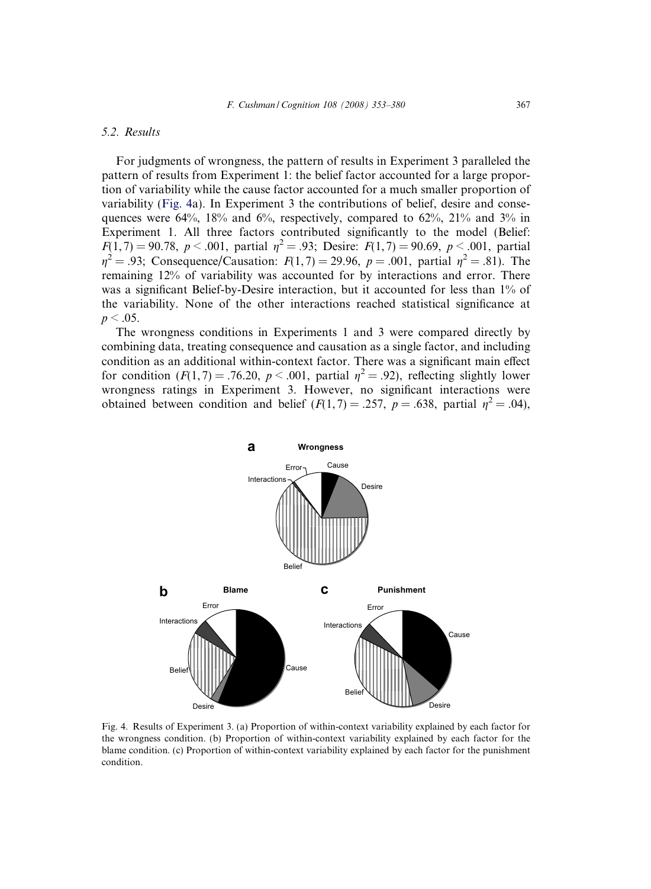### 5.2. Results

For judgments of wrongness, the pattern of results in Experiment 3 paralleled the pattern of results from Experiment 1: the belief factor accounted for a large proportion of variability while the cause factor accounted for a much smaller proportion of variability (Fig. 4a). In Experiment 3 the contributions of belief, desire and consequences were 64%, 18% and 6%, respectively, compared to 62%, 21% and 3% in Experiment 1. All three factors contributed significantly to the model (Belief: $F(1,7) = 90.78$, $p < .001$, partial $\eta^2 = .93$; Desire: $F(1,7) = 90.69$, $p < .001$, partial $\eta^2 = .93$; Consequence/Causation: $F(1,7) = 29.96$, $p = .001$, partial $\eta^2 = .81$). The remaining 12% of variability was accounted for by interactions and error. There was a significant Belief-by-Desire interaction, but it accounted for less than 1% of the variability. None of the other interactions reached statistical significance at $p < .05$.

The wrongness conditions in Experiments 1 and 3 were compared directly by combining data, treating consequence and causation as a single factor, and including condition as an additional within-context factor. There was a significant main effect for condition ($F(1,7) = .76.20$, $p < .001$, partial $\eta^2 = .92$), reflecting slightly lower wrongness ratings in Experiment 3. However, no significant interactions were obtained between condition and belief ($F(1,7) = .257$, $p = .638$, partial $\eta^2 = .04$),

Fig. 4. Results of Experiment 3. (a) Proportion of within-context variability explained by each factor for the wrongness condition. (b) Proportion of within-context variability explained by each factor for the blame condition. (c) Proportion of within-context variability explained by each factor for the punishment condition.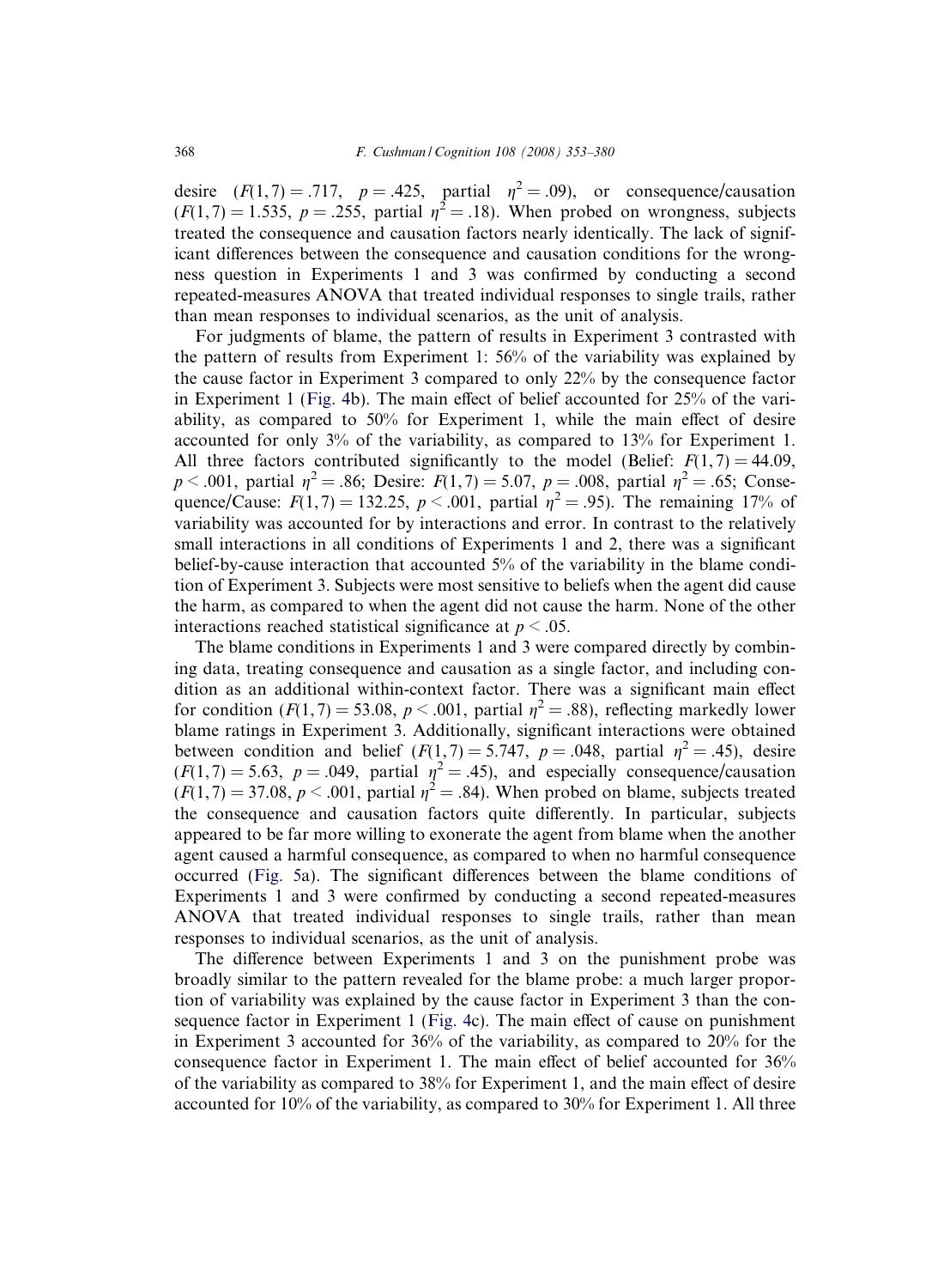desire ($F(1,7) = .717$, $p = .425$, partial $\eta^2 = .09$), or consequence/causation ($F(1,7) = 1.535$, $p = .255$, partial $\eta^2 = .18$). When probed on wrongness, subjects treated the consequence and causation factors nearly identically. The lack of significant differences between the consequence and causation conditions for the wrongness question in Experiments 1 and 3 was confirmed by conducting a second repeated-measures ANOVA that treated individual responses to single trails, rather than mean responses to individual scenarios, as the unit of analysis.

For judgments of blame, the pattern of results in Experiment 3 contrasted with the pattern of results from Experiment 1: 56% of the variability was explained by the cause factor in Experiment 3 compared to only 22% by the consequence factor in Experiment 1 (Fig. 4b). The main effect of belief accounted for 25% of the variability, as compared to 50% for Experiment 1, while the main effect of desire accounted for only 3% of the variability, as compared to 13% for Experiment 1. All three factors contributed significantly to the model (Belief: $F(1,7) = 44.09$, $p < .001$, partial $\eta^2 = .86$; Desire: $F(1,7) = 5.07$, $p = .008$, partial $\eta^2 = .65$; Consequence/Cause: $F(1,7) = 132.25$, $p < .001$, partial $\eta^2 = .95$). The remaining 17% of variability was accounted for by interactions and error. In contrast to the relatively small interactions in all conditions of Experiments 1 and 2, there was a significant belief-by-cause interaction that accounted 5% of the variability in the blame condition of Experiment 3. Subjects were most sensitive to beliefs when the agent did cause the harm, as compared to when the agent did not cause the harm. None of the other interactions reached statistical significance at $p < .05$.

The blame conditions in Experiments 1 and 3 were compared directly by combining data, treating consequence and causation as a single factor, and including condition as an additional within-context factor. There was a significant main effect for condition ($F(1,7) = 53.08$, $p < .001$, partial $\eta^2 = .88$), reflecting markedly lower blame ratings in Experiment 3. Additionally, significant interactions were obtained between condition and belief ($F(1,7) = 5.747$, $p = .048$, partial $\eta^2 = .45$), desire ($F(1,7) = 5.63$, $p = .049$, partial $\eta^2 = .45$), and especially consequence/causation ($F(1,7) = 37.08$, $p < .001$, partial $\eta^2 = .84$). When probed on blame, subjects treated the consequence and causation factors quite differently. In particular, subjects appeared to be far more willing to exonerate the agent from blame when the another agent caused a harmful consequence, as compared to when no harmful consequence occurred (Fig. 5a). The significant differences between the blame conditions of Experiments 1 and 3 were confirmed by conducting a second repeated-measures ANOVA that treated individual responses to single trails, rather than mean responses to individual scenarios, as the unit of analysis.

The difference between Experiments 1 and 3 on the punishment probe was broadly similar to the pattern revealed for the blame probe: a much larger proportion of variability was explained by the cause factor in Experiment 3 than the consequence factor in Experiment 1 (Fig. 4c). The main effect of cause on punishment in Experiment 3 accounted for 36% of the variability, as compared to 20% for the consequence factor in Experiment 1. The main effect of belief accounted for 36% of the variability as compared to 38% for Experiment 1, and the main effect of desire accounted for 10% of the variability, as compared to 30% for Experiment 1. All three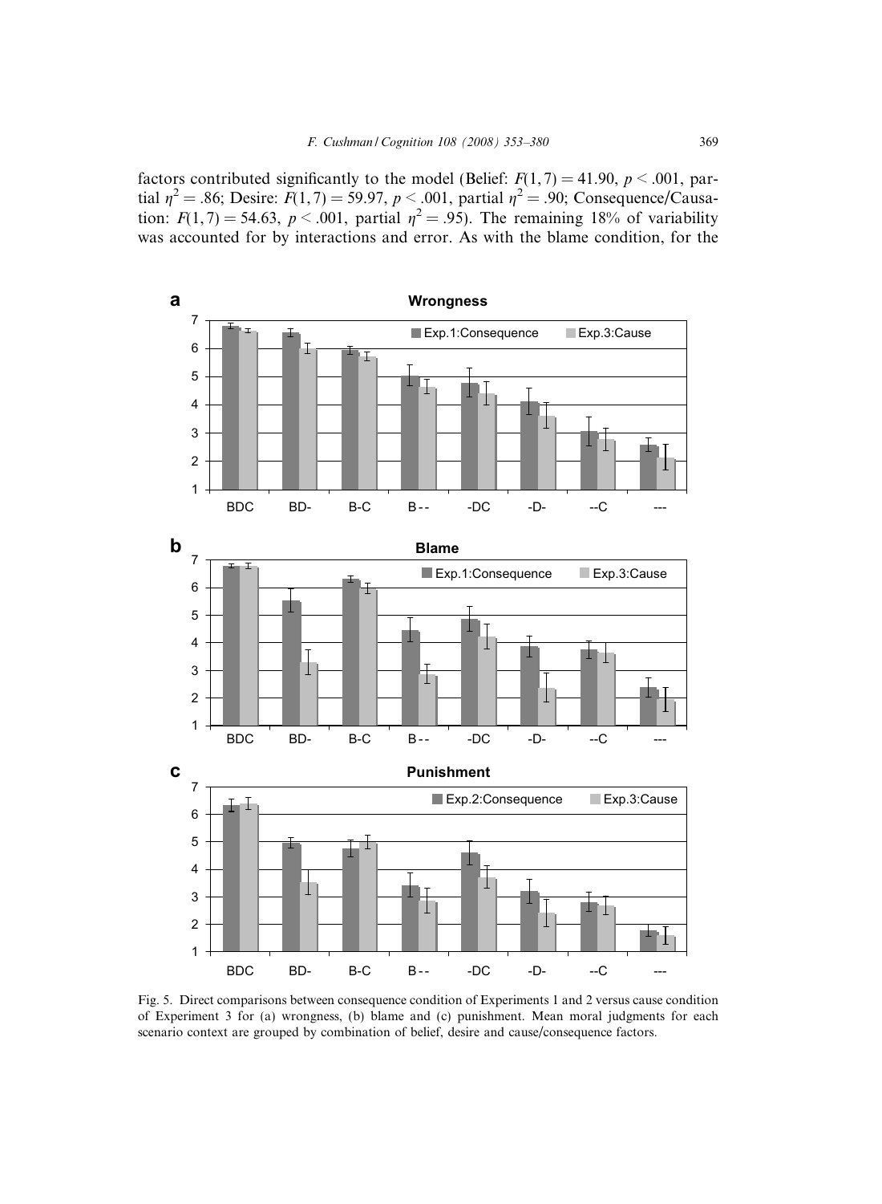factors contributed significantly to the model (Belief: $F(1,7) = 41.90$, $p < .001$, partial $\eta^2 = .86$; Desire: $F(1,7) = 59.97$, $p < .001$, partial $\eta^2 = .90$; Consequence/Causation: $F(1,7) = 54.63$, $p < .001$, partial $\eta^2 = .95$). The remaining 18% of variability was accounted for by interactions and error. As with the blame condition, for the

Fig. 5. Direct comparisons between consequence condition of Experiments 1 and 2 versus cause condition of Experiment 3 for (a) wrongness, (b) blame and (c) punishment. Mean moral judgments for each scenario context are grouped by combination of belief, desire and cause/consequence factors.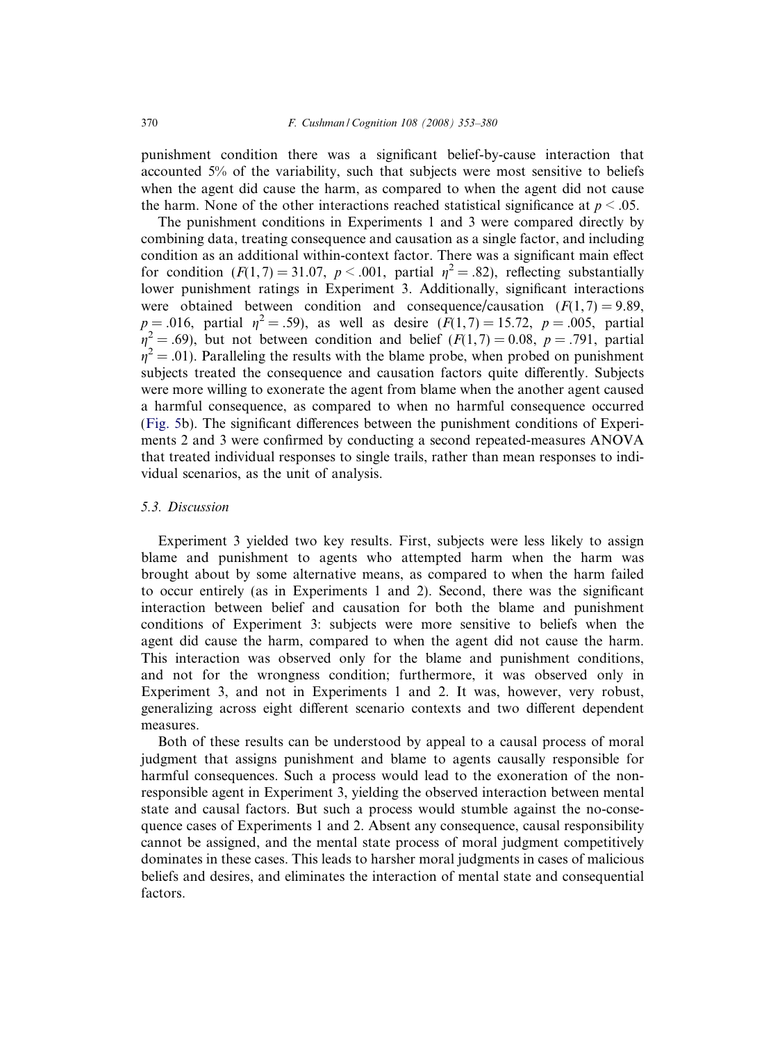punishment condition there was a significant belief-by-cause interaction that accounted 5% of the variability, such that subjects were most sensitive to beliefs when the agent did cause the harm, as compared to when the agent did not cause the harm. None of the other interactions reached statistical significance at $p < .05$.

The punishment conditions in Experiments 1 and 3 were compared directly by combining data, treating consequence and causation as a single factor, and including condition as an additional within-context factor. There was a significant main effect for condition ($F(1, 7) = 31.07$, $p < .001$, partial $\eta^2 = .82$), reflecting substantially lower punishment ratings in Experiment 3. Additionally, significant interactions were obtained between condition and consequence/causation ($F(1, 7) = 9.89$, $p = .016$, partial $\eta^2 = .59$), as well as desire ($F(1, 7) = 15.72$, $p = .005$, partial $\eta^2 = .69$), but not between condition and belief ($F(1, 7) = 0.08$, $p = .791$, partial $\eta^2 = .01$). Paralleling the results with the blame probe, when probed on punishment subjects treated the consequence and causation factors quite differently. Subjects were more willing to exonerate the agent from blame when the another agent caused a harmful consequence, as compared to when no harmful consequence occurred (Fig. 5b). The significant differences between the punishment conditions of Experiments 2 and 3 were confirmed by conducting a second repeated-measures ANOVA that treated individual responses to single trails, rather than mean responses to individual scenarios, as the unit of analysis.

### 5.3. Discussion

Experiment 3 yielded two key results. First, subjects were less likely to assign blame and punishment to agents who attempted harm when the harm was brought about by some alternative means, as compared to when the harm failed to occur entirely (as in Experiments 1 and 2). Second, there was the significant interaction between belief and causation for both the blame and punishment conditions of Experiment 3: subjects were more sensitive to beliefs when the agent did cause the harm, compared to when the agent did not cause the harm. This interaction was observed only for the blame and punishment conditions, and not for the wrongness condition; furthermore, it was observed only in Experiment 3, and not in Experiments 1 and 2. It was, however, very robust, generalizing across eight different scenario contexts and two different dependent measures.

Both of these results can be understood by appeal to a causal process of moral judgment that assigns punishment and blame to agents causally responsible for harmful consequences. Such a process would lead to the exoneration of the non-responsible agent in Experiment 3, yielding the observed interaction between mental state and causal factors. But such a process would stumble against the no-consequence cases of Experiments 1 and 2. Absent any consequence, causal responsibility cannot be assigned, and the mental state process of moral judgment competitively dominates in these cases. This leads to harsher moral judgments in cases of malicious beliefs and desires, and eliminates the interaction of mental state and consequential factors.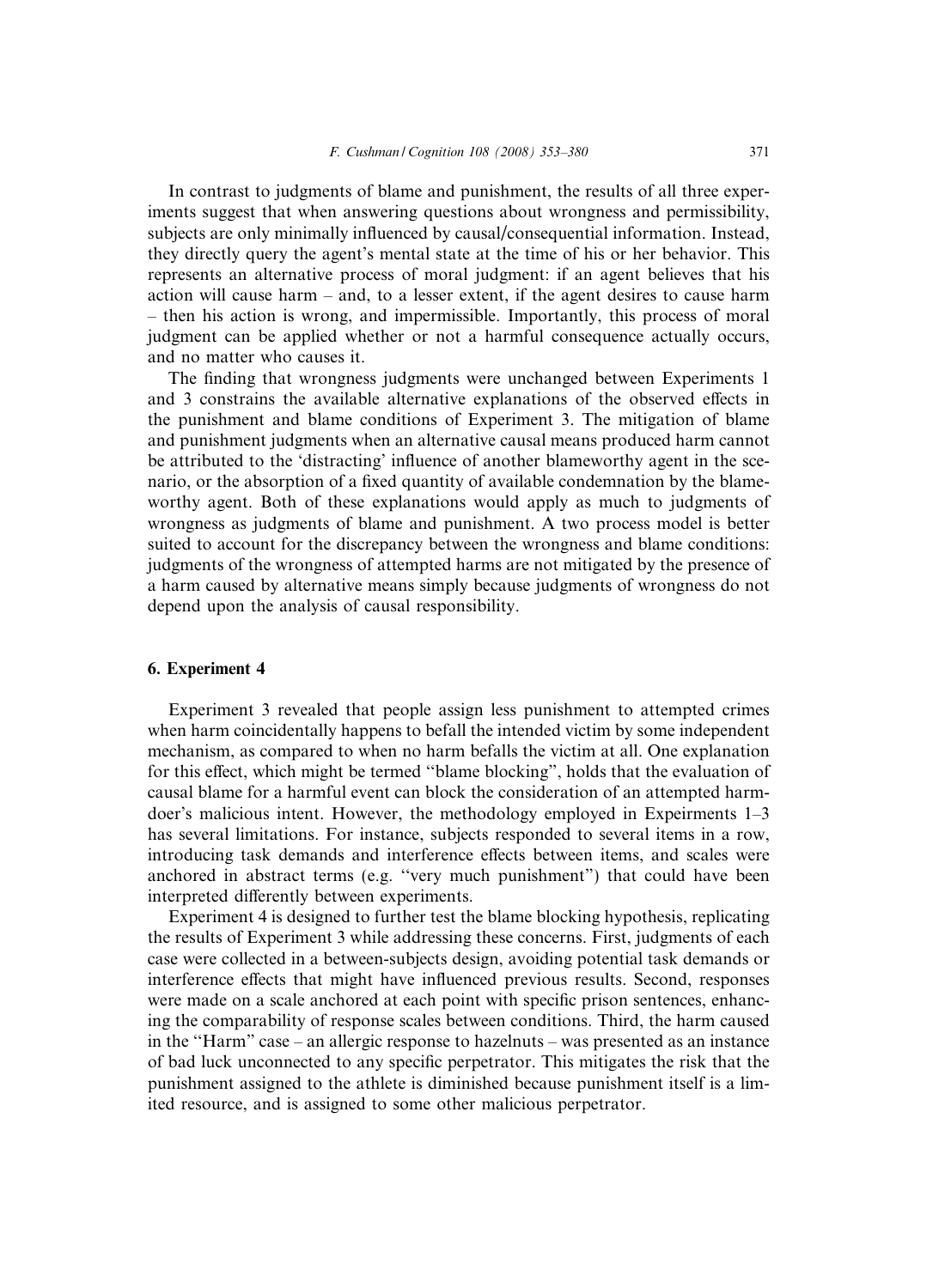In contrast to judgments of blame and punishment, the results of all three experiments suggest that when answering questions about wrongness and permissibility, subjects are only minimally influenced by causal/consequential information. Instead, they directly query the agent's mental state at the time of his or her behavior. This represents an alternative process of moral judgment: if an agent believes that his action will cause harm – and, to a lesser extent, if the agent desires to cause harm – then his action is wrong, and impermissible. Importantly, this process of moral judgment can be applied whether or not a harmful consequence actually occurs, and no matter who causes it.

The finding that wrongness judgments were unchanged between Experiments 1 and 3 constrains the available alternative explanations of the observed effects in the punishment and blame conditions of Experiment 3. The mitigation of blame and punishment judgments when an alternative causal means produced harm cannot be attributed to the 'distracting' influence of another blameworthy agent in the scenario, or the absorption of a fixed quantity of available condemnation by the blameworthy agent. Both of these explanations would apply as much to judgments of wrongness as judgments of blame and punishment. A two process model is better suited to account for the discrepancy between the wrongness and blame conditions: judgments of the wrongness of attempted harms are not mitigated by the presence of a harm caused by alternative means simply because judgments of wrongness do not depend upon the analysis of causal responsibility.

## 6. Experiment 4

Experiment 3 revealed that people assign less punishment to attempted crimes when harm coincidentally happens to befall the intended victim by some independent mechanism, as compared to when no harm befalls the victim at all. One explanation for this effect, which might be termed "blame blocking", holds that the evaluation of causal blame for a harmful event can block the consideration of an attempted harm-doer's malicious intent. However, the methodology employed in Expeirments 1–3 has several limitations. For instance, subjects responded to several items in a row, introducing task demands and interference effects between items, and scales were anchored in abstract terms (e.g. "very much punishment") that could have been interpreted differently between experiments.

Experiment 4 is designed to further test the blame blocking hypothesis, replicating the results of Experiment 3 while addressing these concerns. First, judgments of each case were collected in a between-subjects design, avoiding potential task demands or interference effects that might have influenced previous results. Second, responses were made on a scale anchored at each point with specific prison sentences, enhancing the comparability of response scales between conditions. Third, the harm caused in the "Harm" case – an allergic response to hazelnuts – was presented as an instance of bad luck unconnected to any specific perpetrator. This mitigates the risk that the punishment assigned to the athlete is diminished because punishment itself is a limited resource, and is assigned to some other malicious perpetrator.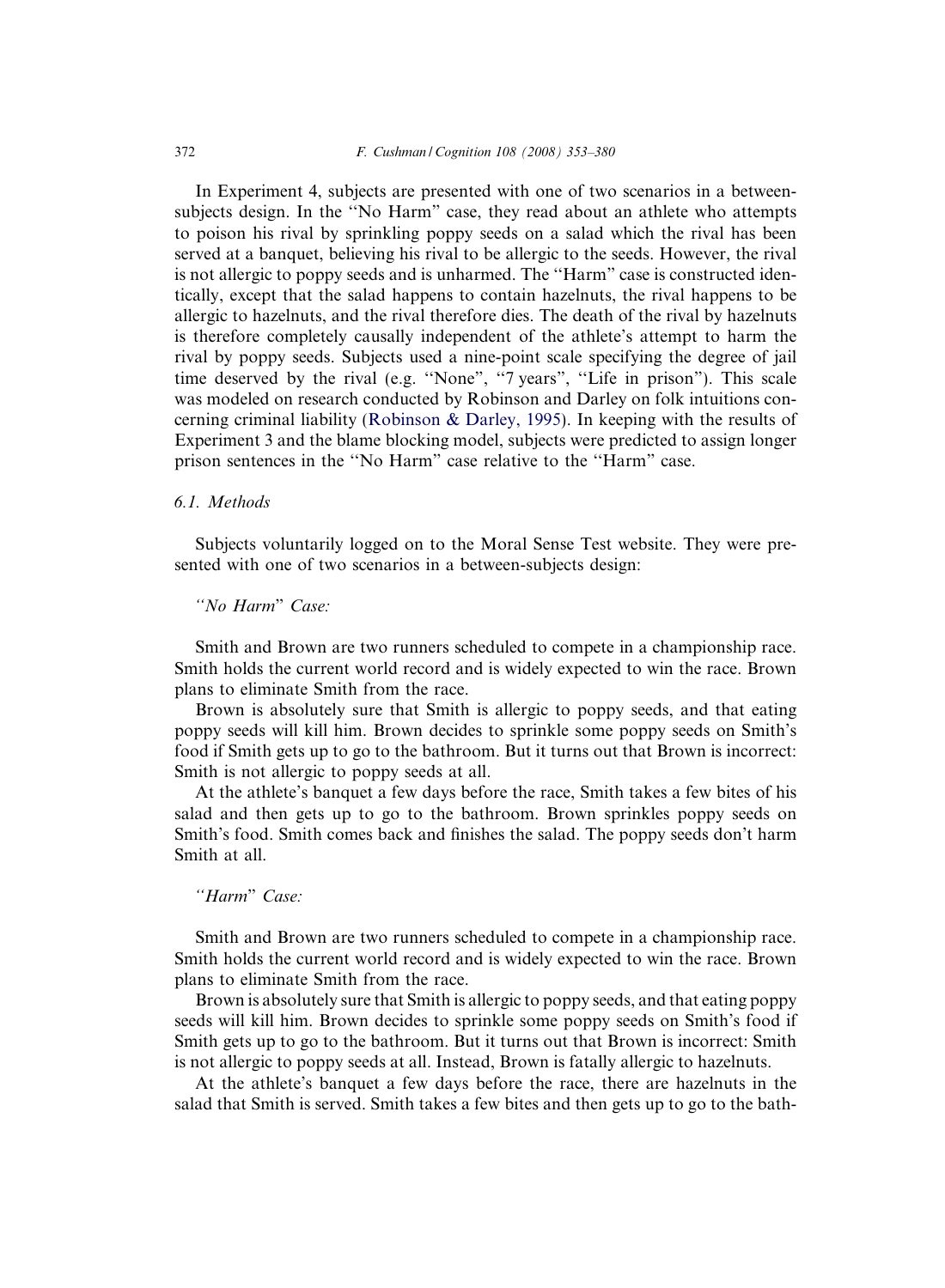In Experiment 4, subjects are presented with one of two scenarios in a between-subjects design. In the "No Harm" case, they read about an athlete who attempts to poison his rival by sprinkling poppy seeds on a salad which the rival has been served at a banquet, believing his rival to be allergic to the seeds. However, the rival is not allergic to poppy seeds and is unharmed. The "Harm" case is constructed identically, except that the salad happens to contain hazelnuts, the rival happens to be allergic to hazelnuts, and the rival therefore dies. The death of the rival by hazelnuts is therefore completely causally independent of the athlete's attempt to harm the rival by poppy seeds. Subjects used a nine-point scale specifying the degree of jail time deserved by the rival (e.g. "None", "7 years", "Life in prison"). This scale was modeled on research conducted by Robinson and Darley on folk intuitions concerning criminal liability (Robinson & Darley, 1995). In keeping with the results of Experiment 3 and the blame blocking model, subjects were predicted to assign longer prison sentences in the "No Harm" case relative to the "Harm" case.

### 6.1. Methods

Subjects voluntarily logged on to the Moral Sense Test website. They were presented with one of two scenarios in a between-subjects design:

*"No Harm" Case:*

Smith and Brown are two runners scheduled to compete in a championship race. Smith holds the current world record and is widely expected to win the race. Brown plans to eliminate Smith from the race.

Brown is absolutely sure that Smith is allergic to poppy seeds, and that eating poppy seeds will kill him. Brown decides to sprinkle some poppy seeds on Smith's food if Smith gets up to go to the bathroom. But it turns out that Brown is incorrect: Smith is not allergic to poppy seeds at all.

At the athlete's banquet a few days before the race, Smith takes a few bites of his salad and then gets up to go to the bathroom. Brown sprinkles poppy seeds on Smith's food. Smith comes back and finishes the salad. The poppy seeds don't harm Smith at all.

*"Harm" Case:*

Smith and Brown are two runners scheduled to compete in a championship race. Smith holds the current world record and is widely expected to win the race. Brown plans to eliminate Smith from the race.

Brown is absolutely sure that Smith is allergic to poppy seeds, and that eating poppy seeds will kill him. Brown decides to sprinkle some poppy seeds on Smith's food if Smith gets up to go to the bathroom. But it turns out that Brown is incorrect: Smith is not allergic to poppy seeds at all. Instead, Brown is fatally allergic to hazelnuts.

At the athlete's banquet a few days before the race, there are hazelnuts in the salad that Smith is served. Smith takes a few bites and then gets up to go to the bath-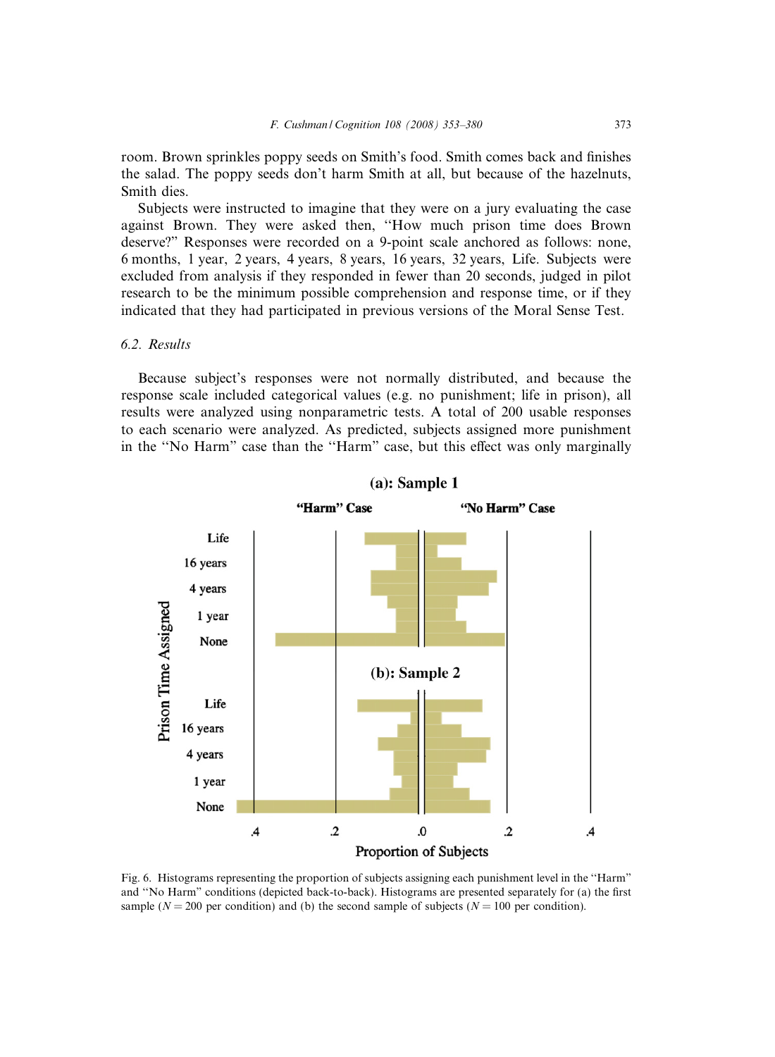room. Brown sprinkles poppy seeds on Smith's food. Smith comes back and finishes the salad. The poppy seeds don't harm Smith at all, but because of the hazelnuts, Smith dies.

Subjects were instructed to imagine that they were on a jury evaluating the case against Brown. They were asked then, "How much prison time does Brown deserve?" Responses were recorded on a 9-point scale anchored as follows: none, 6 months, 1 year, 2 years, 4 years, 8 years, 16 years, 32 years, Life. Subjects were excluded from analysis if they responded in fewer than 20 seconds, judged in pilot research to be the minimum possible comprehension and response time, or if they indicated that they had participated in previous versions of the Moral Sense Test.

### 6.2. Results

Because subject's responses were not normally distributed, and because the response scale included categorical values (e.g. no punishment; life in prison), all results were analyzed using nonparametric tests. A total of 200 usable responses to each scenario were analyzed. As predicted, subjects assigned more punishment in the "No Harm" case than the "Harm" case, but this effect was only marginally

Fig. 6. Histograms representing the proportion of subjects assigning each punishment level in the "Harm" and "No Harm" conditions (depicted back-to-back). Histograms are presented separately for (a) the first sample ($N = 200$ per condition) and (b) the second sample of subjects ($N = 100$ per condition).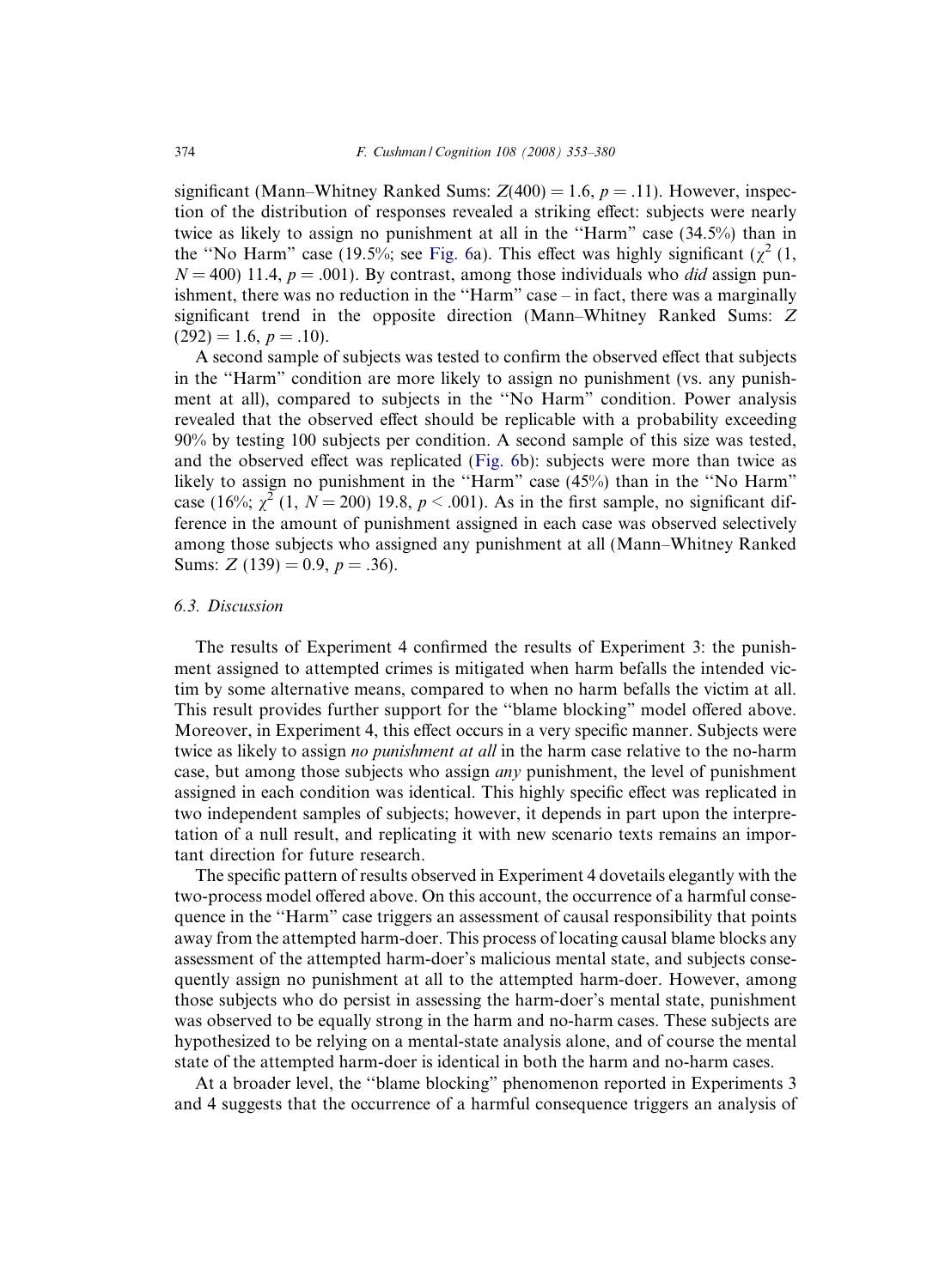significant (Mann–Whitney Ranked Sums: $Z(400) = 1.6$, $p = .11$). However, inspection of the distribution of responses revealed a striking effect: subjects were nearly twice as likely to assign no punishment at all in the "Harm" case (34.5%) than in the "No Harm" case (19.5%; see Fig. 6a). This effect was highly significant ($\chi^2$ (1, $N = 400$) 11.4, $p = .001$). By contrast, among those individuals who *did* assign punishment, there was no reduction in the "Harm" case – in fact, there was a marginally significant trend in the opposite direction (Mann–Whitney Ranked Sums: $Z$ $(292) = 1.6$, $p = .10$).

A second sample of subjects was tested to confirm the observed effect that subjects in the "Harm" condition are more likely to assign no punishment (vs. any punishment at all), compared to subjects in the "No Harm" condition. Power analysis revealed that the observed effect should be replicable with a probability exceeding 90% by testing 100 subjects per condition. A second sample of this size was tested, and the observed effect was replicated (Fig. 6b): subjects were more than twice as likely to assign no punishment in the "Harm" case (45%) than in the "No Harm" case (16%; $\chi^2$ (1, $N = 200$) 19.8, $p < .001$). As in the first sample, no significant difference in the amount of punishment assigned in each case was observed selectively among those subjects who assigned any punishment at all (Mann–Whitney Ranked Sums: $Z$ $(139) = 0.9$, $p = .36$).

### 6.3. Discussion

The results of Experiment 4 confirmed the results of Experiment 3: the punishment assigned to attempted crimes is mitigated when harm befalls the intended victim by some alternative means, compared to when no harm befalls the victim at all. This result provides further support for the "blame blocking" model offered above. Moreover, in Experiment 4, this effect occurs in a very specific manner. Subjects were twice as likely to assign *no punishment at all* in the harm case relative to the no-harm case, but among those subjects who assign *any* punishment, the level of punishment assigned in each condition was identical. This highly specific effect was replicated in two independent samples of subjects; however, it depends in part upon the interpretation of a null result, and replicating it with new scenario texts remains an important direction for future research.

The specific pattern of results observed in Experiment 4 dovetails elegantly with the two-process model offered above. On this account, the occurrence of a harmful consequence in the "Harm" case triggers an assessment of causal responsibility that points away from the attempted harm-doer. This process of locating causal blame blocks any assessment of the attempted harm-doer's malicious mental state, and subjects consequently assign no punishment at all to the attempted harm-doer. However, among those subjects who do persist in assessing the harm-doer's mental state, punishment was observed to be equally strong in the harm and no-harm cases. These subjects are hypothesized to be relying on a mental-state analysis alone, and of course the mental state of the attempted harm-doer is identical in both the harm and no-harm cases.

At a broader level, the "blame blocking" phenomenon reported in Experiments 3 and 4 suggests that the occurrence of a harmful consequence triggers an analysis of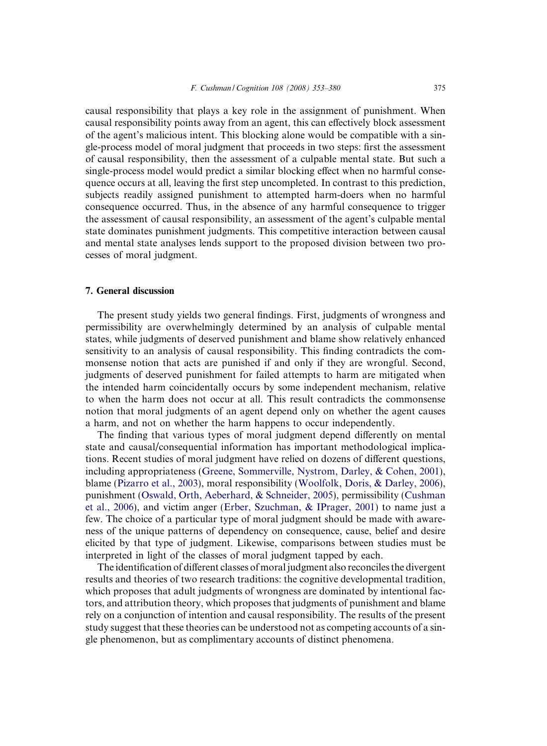causal responsibility that plays a key role in the assignment of punishment. When causal responsibility points away from an agent, this can effectively block assessment of the agent's malicious intent. This blocking alone would be compatible with a single-process model of moral judgment that proceeds in two steps: first the assessment of causal responsibility, then the assessment of a culpable mental state. But such a single-process model would predict a similar blocking effect when no harmful consequence occurs at all, leaving the first step uncompleted. In contrast to this prediction, subjects readily assigned punishment to attempted harm-doers when no harmful consequence occurred. Thus, in the absence of any harmful consequence to trigger the assessment of causal responsibility, an assessment of the agent's culpable mental state dominates punishment judgments. This competitive interaction between causal and mental state analyses lends support to the proposed division between two processes of moral judgment.

## 7. General discussion

The present study yields two general findings. First, judgments of wrongness and permissibility are overwhelmingly determined by an analysis of culpable mental states, while judgments of deserved punishment and blame show relatively enhanced sensitivity to an analysis of causal responsibility. This finding contradicts the commonsense notion that acts are punished if and only if they are wrongful. Second, judgments of deserved punishment for failed attempts to harm are mitigated when the intended harm coincidentally occurs by some independent mechanism, relative to when the harm does not occur at all. This result contradicts the commonsense notion that moral judgments of an agent depend only on whether the agent causes a harm, and not on whether the harm happens to occur independently.

The finding that various types of moral judgment depend differently on mental state and causal/consequential information has important methodological implications. Recent studies of moral judgment have relied on dozens of different questions, including appropriateness (Greene, Sommerville, Nystrom, Darley, & Cohen, 2001), blame (Pizarro et al., 2003), moral responsibility (Woolfolk, Doris, & Darley, 2006), punishment (Oswald, Orth, Aeberhard, & Schneider, 2005), permissibility (Cushman et al., 2006), and victim anger (Erber, Szuchman, & IPrager, 2001) to name just a few. The choice of a particular type of moral judgment should be made with awareness of the unique patterns of dependency on consequence, cause, belief and desire elicited by that type of judgment. Likewise, comparisons between studies must be interpreted in light of the classes of moral judgment tapped by each.

The identification of different classes of moral judgment also reconciles the divergent results and theories of two research traditions: the cognitive developmental tradition, which proposes that adult judgments of wrongness are dominated by intentional factors, and attribution theory, which proposes that judgments of punishment and blame rely on a conjunction of intention and causal responsibility. The results of the present study suggest that these theories can be understood not as competing accounts of a single phenomenon, but as complimentary accounts of distinct phenomena.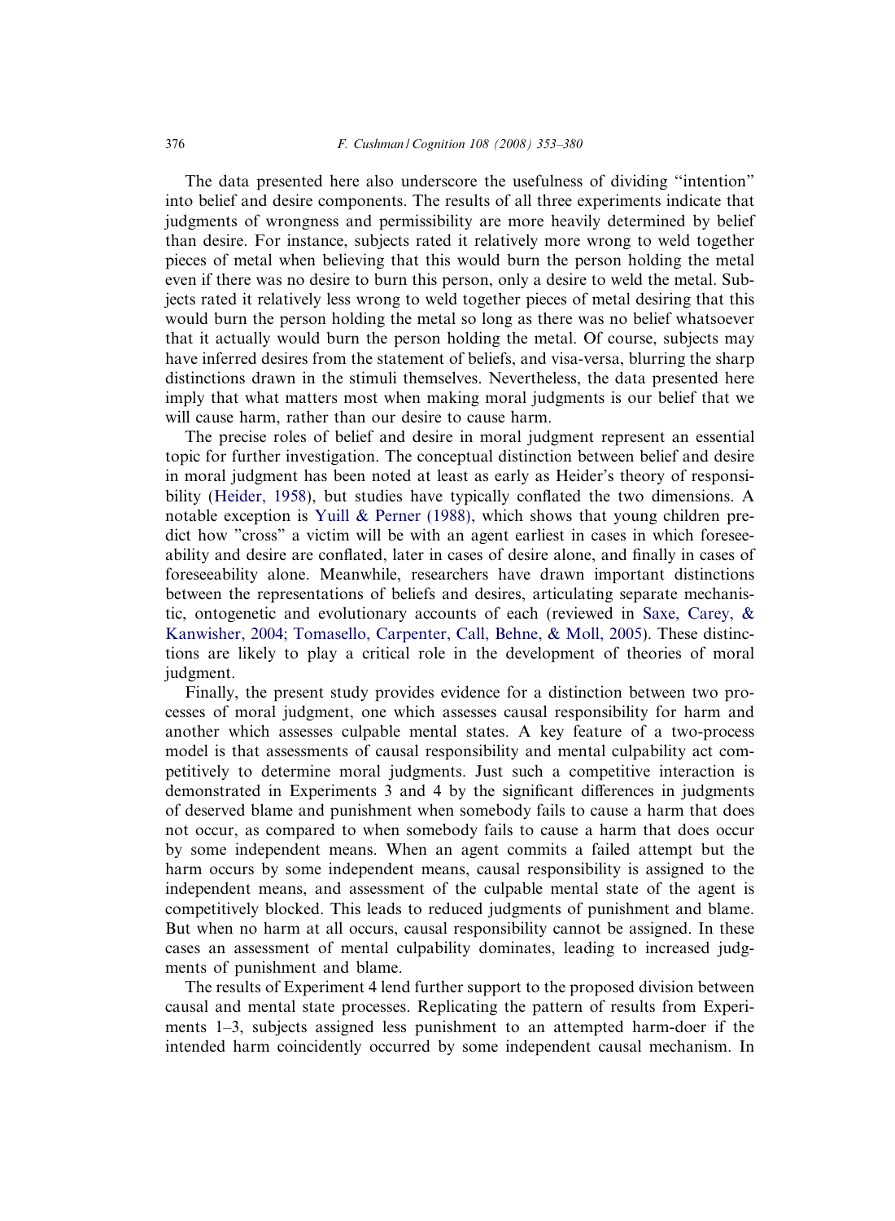The data presented here also underscore the usefulness of dividing "intention" into belief and desire components. The results of all three experiments indicate that judgments of wrongness and permissibility are more heavily determined by belief than desire. For instance, subjects rated it relatively more wrong to weld together pieces of metal when believing that this would burn the person holding the metal even if there was no desire to burn this person, only a desire to weld the metal. Subjects rated it relatively less wrong to weld together pieces of metal desiring that this would burn the person holding the metal so long as there was no belief whatsoever that it actually would burn the person holding the metal. Of course, subjects may have inferred desires from the statement of beliefs, and visa-versa, blurring the sharp distinctions drawn in the stimuli themselves. Nevertheless, the data presented here imply that what matters most when making moral judgments is our belief that we will cause harm, rather than our desire to cause harm.

The precise roles of belief and desire in moral judgment represent an essential topic for further investigation. The conceptual distinction between belief and desire in moral judgment has been noted at least as early as Heider's theory of responsibility (Heider, 1958), but studies have typically conflated the two dimensions. A notable exception is Yuill & Perner (1988), which shows that young children predict how "cross" a victim will be with an agent earliest in cases in which foreseeability and desire are conflated, later in cases of desire alone, and finally in cases of foreseeability alone. Meanwhile, researchers have drawn important distinctions between the representations of beliefs and desires, articulating separate mechanistic, ontogenetic and evolutionary accounts of each (reviewed in Saxe, Carey, & Kanwisher, 2004; Tomasello, Carpenter, Call, Behne, & Moll, 2005). These distinctions are likely to play a critical role in the development of theories of moral judgment.

Finally, the present study provides evidence for a distinction between two processes of moral judgment, one which assesses causal responsibility for harm and another which assesses culpable mental states. A key feature of a two-process model is that assessments of causal responsibility and mental culpability act competitively to determine moral judgments. Just such a competitive interaction is demonstrated in Experiments 3 and 4 by the significant differences in judgments of deserved blame and punishment when somebody fails to cause a harm that does not occur, as compared to when somebody fails to cause a harm that does occur by some independent means. When an agent commits a failed attempt but the harm occurs by some independent means, causal responsibility is assigned to the independent means, and assessment of the culpable mental state of the agent is competitively blocked. This leads to reduced judgments of punishment and blame. But when no harm at all occurs, causal responsibility cannot be assigned. In these cases an assessment of mental culpability dominates, leading to increased judgments of punishment and blame.

The results of Experiment 4 lend further support to the proposed division between causal and mental state processes. Replicating the pattern of results from Experiments 1–3, subjects assigned less punishment to an attempted harm-doer if the intended harm coincidently occurred by some independent causal mechanism. In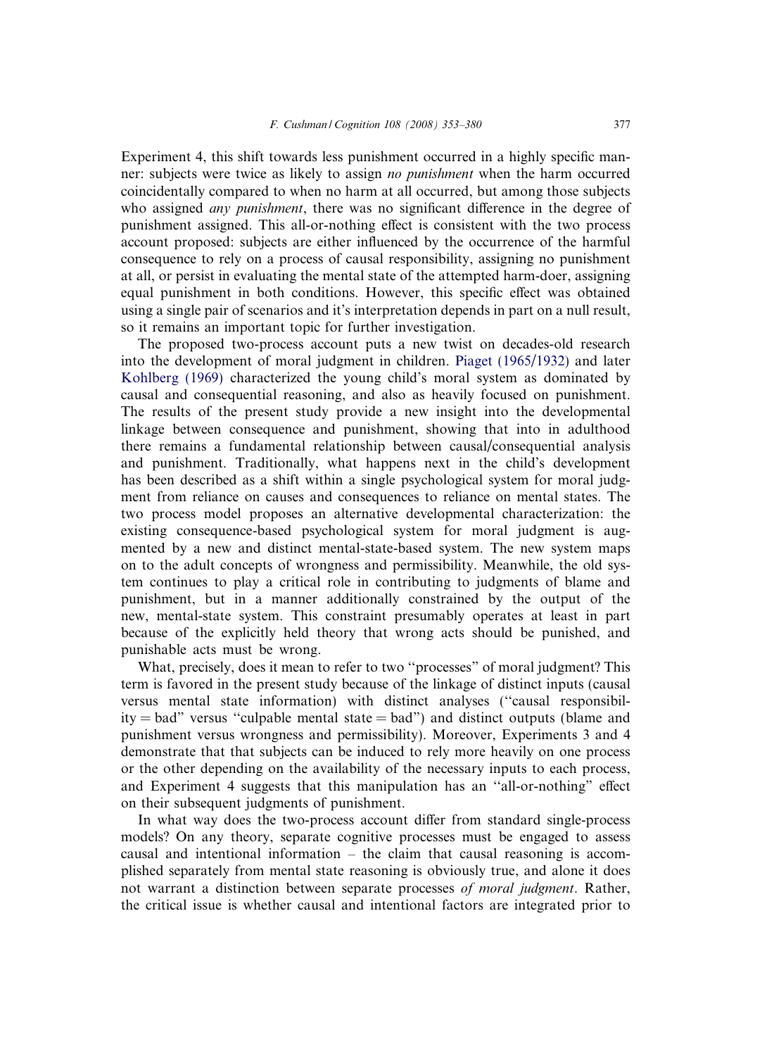Experiment 4, this shift towards less punishment occurred in a highly specific manner: subjects were twice as likely to assign *no punishment* when the harm occurred coincidentally compared to when no harm at all occurred, but among those subjects who assigned *any punishment*, there was no significant difference in the degree of punishment assigned. This all-or-nothing effect is consistent with the two process account proposed: subjects are either influenced by the occurrence of the harmful consequence to rely on a process of causal responsibility, assigning no punishment at all, or persist in evaluating the mental state of the attempted harm-doer, assigning equal punishment in both conditions. However, this specific effect was obtained using a single pair of scenarios and it's interpretation depends in part on a null result, so it remains an important topic for further investigation.

The proposed two-process account puts a new twist on decades-old research into the development of moral judgment in children. Piaget (1965/1932) and later Kohlberg (1969) characterized the young child's moral system as dominated by causal and consequential reasoning, and also as heavily focused on punishment. The results of the present study provide a new insight into the developmental linkage between consequence and punishment, showing that into in adulthood there remains a fundamental relationship between causal/consequential analysis and punishment. Traditionally, what happens next in the child's development has been described as a shift within a single psychological system for moral judgment from reliance on causes and consequences to reliance on mental states. The two process model proposes an alternative developmental characterization: the existing consequence-based psychological system for moral judgment is augmented by a new and distinct mental-state-based system. The new system maps on to the adult concepts of wrongness and permissibility. Meanwhile, the old system continues to play a critical role in contributing to judgments of blame and punishment, but in a manner additionally constrained by the output of the new, mental-state system. This constraint presumably operates at least in part because of the explicitly held theory that wrong acts should be punished, and punishable acts must be wrong.

What, precisely, does it mean to refer to two "processes" of moral judgment? This term is favored in the present study because of the linkage of distinct inputs (causal versus mental state information) with distinct analyses ("causal responsibility = bad" versus "culpable mental state = bad") and distinct outputs (blame and punishment versus wrongness and permissibility). Moreover, Experiments 3 and 4 demonstrate that that subjects can be induced to rely more heavily on one process or the other depending on the availability of the necessary inputs to each process, and Experiment 4 suggests that this manipulation has an "all-or-nothing" effect on their subsequent judgments of punishment.

In what way does the two-process account differ from standard single-process models? On any theory, separate cognitive processes must be engaged to assess causal and intentional information – the claim that causal reasoning is accomplished separately from mental state reasoning is obviously true, and alone it does not warrant a distinction between separate processes *of moral judgment*. Rather, the critical issue is whether causal and intentional factors are integrated prior to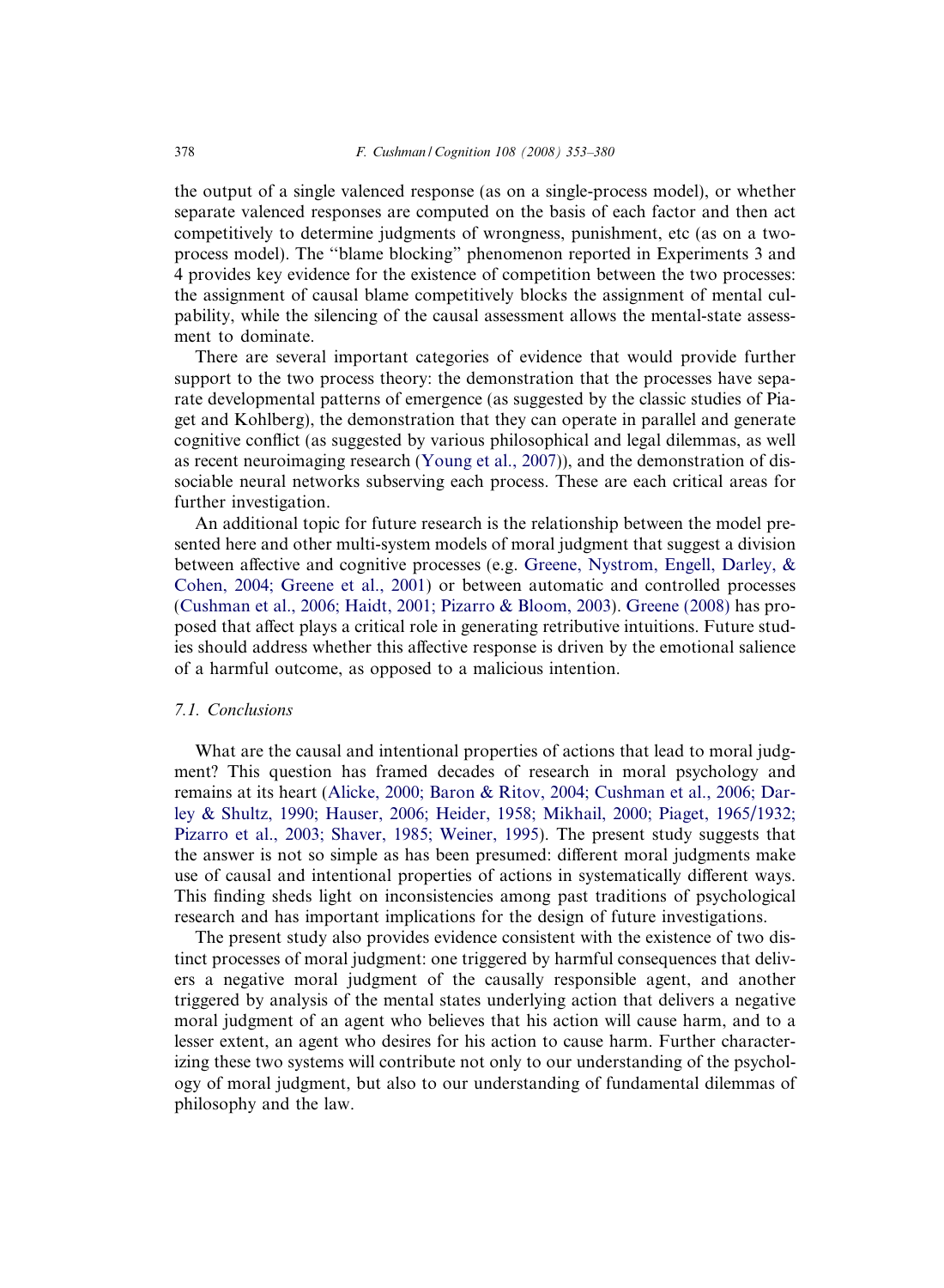the output of a single valenced response (as on a single-process model), or whether separate valenced responses are computed on the basis of each factor and then act competitively to determine judgments of wrongness, punishment, etc (as on a two-process model). The "blame blocking" phenomenon reported in Experiments 3 and 4 provides key evidence for the existence of competition between the two processes: the assignment of causal blame competitively blocks the assignment of mental culpability, while the silencing of the causal assessment allows the mental-state assessment to dominate.

There are several important categories of evidence that would provide further support to the two process theory: the demonstration that the processes have separate developmental patterns of emergence (as suggested by the classic studies of Piaget and Kohlberg), the demonstration that they can operate in parallel and generate cognitive conflict (as suggested by various philosophical and legal dilemmas, as well as recent neuroimaging research (Young et al., 2007)), and the demonstration of dissociable neural networks subserving each process. These are each critical areas for further investigation.

An additional topic for future research is the relationship between the model presented here and other multi-system models of moral judgment that suggest a division between affective and cognitive processes (e.g. Greene, Nystrom, Engell, Darley, & Cohen, 2004; Greene et al., 2001) or between automatic and controlled processes (Cushman et al., 2006; Haidt, 2001; Pizarro & Bloom, 2003). Greene (2008) has proposed that affect plays a critical role in generating retributive intuitions. Future studies should address whether this affective response is driven by the emotional salience of a harmful outcome, as opposed to a malicious intention.

### 7.1. Conclusions

What are the causal and intentional properties of actions that lead to moral judgment? This question has framed decades of research in moral psychology and remains at its heart (Alicke, 2000; Baron & Ritov, 2004; Cushman et al., 2006; Darley & Shultz, 1990; Hauser, 2006; Heider, 1958; Mikhail, 2000; Piaget, 1965/1932; Pizarro et al., 2003; Shaver, 1985; Weiner, 1995). The present study suggests that the answer is not so simple as has been presumed: different moral judgments make use of causal and intentional properties of actions in systematically different ways. This finding sheds light on inconsistencies among past traditions of psychological research and has important implications for the design of future investigations.

The present study also provides evidence consistent with the existence of two distinct processes of moral judgment: one triggered by harmful consequences that delivers a negative moral judgment of the causally responsible agent, and another triggered by analysis of the mental states underlying action that delivers a negative moral judgment of an agent who believes that his action will cause harm, and to a lesser extent, an agent who desires for his action to cause harm. Further characterizing these two systems will contribute not only to our understanding of the psychology of moral judgment, but also to our understanding of fundamental dilemmas of philosophy and the law.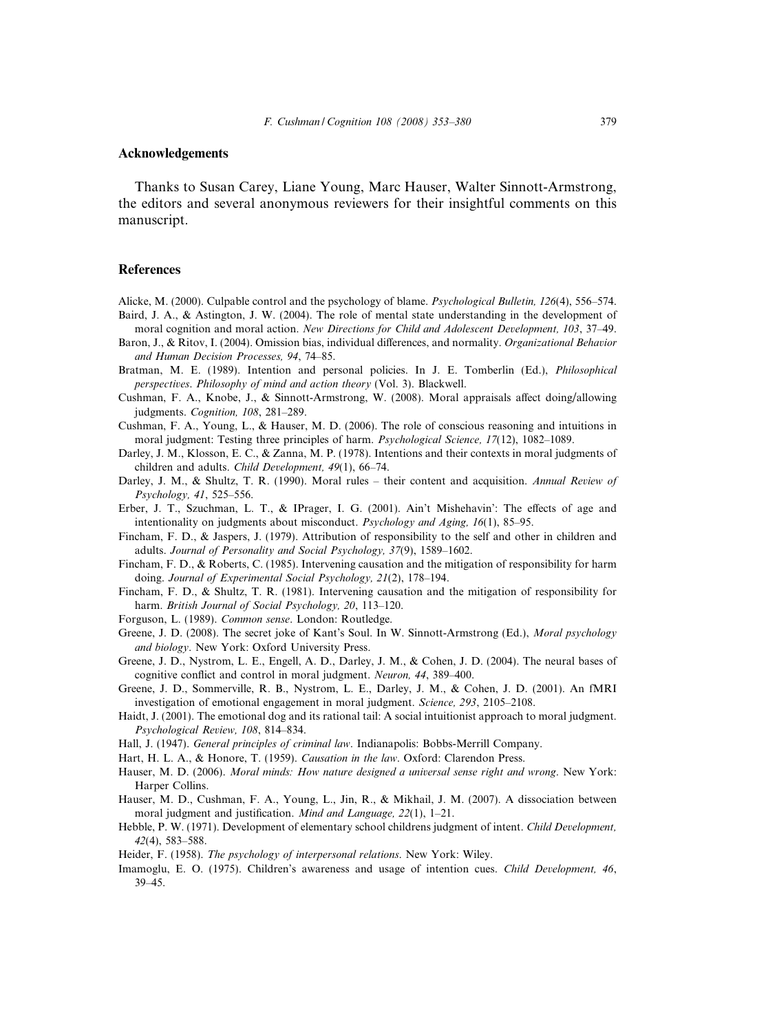## Acknowledgements

Thanks to Susan Carey, Liane Young, Marc Hauser, Walter Sinnott-Armstrong, the editors and several anonymous reviewers for their insightful comments on this manuscript.

## References

Alicke, M. (2000). Culpable control and the psychology of blame. *Psychological Bulletin, 126*(4), 556–574.

Baird, J. A., & Astington, J. W. (2004). The role of mental state understanding in the development of moral cognition and moral action. *New Directions for Child and Adolescent Development, 103*, 37–49.

Baron, J., & Ritov, I. (2004). Omission bias, individual differences, and normality. *Organizational Behavior and Human Decision Processes, 94*, 74–85.

Bratman, M. E. (1989). Intention and personal policies. In J. E. Tomberlin (Ed.), *Philosophical perspectives. Philosophy of mind and action theory* (Vol. 3). Blackwell.

Cushman, F. A., Knobe, J., & Sinnott-Armstrong, W. (2008). Moral appraisals affect doing/allowing judgments. *Cognition, 108*, 281–289.

Cushman, F. A., Young, L., & Hauser, M. D. (2006). The role of conscious reasoning and intuitions in moral judgment: Testing three principles of harm. *Psychological Science, 17*(12), 1082–1089.

Darley, J. M., Klosson, E. C., & Zanna, M. P. (1978). Intentions and their contexts in moral judgments of children and adults. *Child Development, 49*(1), 66–74.

Darley, J. M., & Shultz, T. R. (1990). Moral rules – their content and acquisition. *Annual Review of Psychology, 41*, 525–556.

Erber, J. T., Szuchman, L. T., & IPrager, I. G. (2001). Ain't Mishehavin': The effects of age and intentionality on judgments about misconduct. *Psychology and Aging, 16*(1), 85–95.

Fincham, F. D., & Jaspers, J. (1979). Attribution of responsibility to the self and other in children and adults. *Journal of Personality and Social Psychology, 37*(9), 1589–1602.

Fincham, F. D., & Roberts, C. (1985). Intervening causation and the mitigation of responsibility for harm doing. *Journal of Experimental Social Psychology, 21*(2), 178–194.

Fincham, F. D., & Shultz, T. R. (1981). Intervening causation and the mitigation of responsibility for harm. *British Journal of Social Psychology, 20*, 113–120.

Forguson, L. (1989). *Common sense*. London: Routledge.

Greene, J. D. (2008). The secret joke of Kant's Soul. In W. Sinnott-Armstrong (Ed.), *Moral psychology and biology*. New York: Oxford University Press.

Greene, J. D., Nystrom, L. E., Engell, A. D., Darley, J. M., & Cohen, J. D. (2004). The neural bases of cognitive conflict and control in moral judgment. *Neuron, 44*, 389–400.

Greene, J. D., Sommerville, R. B., Nystrom, L. E., Darley, J. M., & Cohen, J. D. (2001). An fMRI investigation of emotional engagement in moral judgment. *Science, 293*, 2105–2108.

Haidt, J. (2001). The emotional dog and its rational tail: A social intuitionist approach to moral judgment. *Psychological Review, 108*, 814–834.

Hall, J. (1947). *General principles of criminal law*. Indianapolis: Bobbs-Merrill Company.

Hart, H. L. A., & Honore, T. (1959). *Causation in the law*. Oxford: Clarendon Press.

Hauser, M. D. (2006). *Moral minds: How nature designed a universal sense right and wrong*. New York: Harper Collins.

Hauser, M. D., Cushman, F. A., Young, L., Jin, R., & Mikhail, J. M. (2007). A dissociation between moral judgment and justification. *Mind and Language, 22*(1), 1–21.

Hebble, P. W. (1971). Development of elementary school childrens judgment of intent. *Child Development, 42*(4), 583–588.

Heider, F. (1958). *The psychology of interpersonal relations*. New York: Wiley.

Imamoglu, E. O. (1975). Children's awareness and usage of intention cues. *Child Development, 46*, 39–45.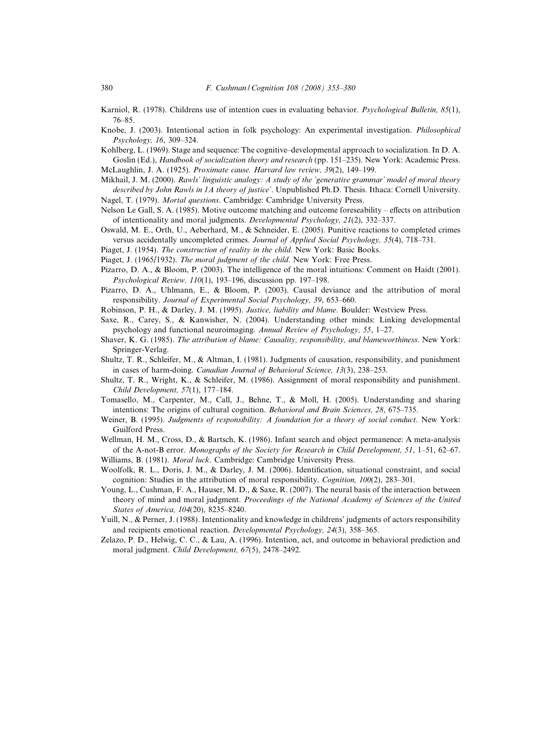Karniol, R. (1978). Childrens use of intention cues in evaluating behavior. *Psychological Bulletin, 85*(1), 76–85.

Knobe, J. (2003). Intentional action in folk psychology: An experimental investigation. *Philosophical Psychology, 16*, 309–324.

Kohlberg, L. (1969). Stage and sequence: The cognitive–developmental approach to socialization. In D. A. Goslin (Ed.), *Handbook of socialization theory and research* (pp. 151–235). New York: Academic Press.

McLaughlin, J. A. (1925). *Proximate cause. Harvard law review, 39*(2), 149–199.

Mikhail, J. M. (2000). *Rawls' linguistic analogy: A study of the 'generative grammar' model of moral theory described by John Rawls in 1A theory of justice'*. Unpublished Ph.D. Thesis. Ithaca: Cornell University.

Nagel, T. (1979). *Mortal questions*. Cambridge: Cambridge University Press.

Nelson Le Gall, S. A. (1985). Motive outcome matching and outcome foreseeability – effects on attribution of intentionality and moral judgments. *Developmental Psychology, 21*(2), 332–337.

Oswald, M. E., Orth, U., Aeberhard, M., & Schneider, E. (2005). Punitive reactions to completed crimes versus accidentally uncompleted crimes. *Journal of Applied Social Psychology, 35*(4), 718–731.

Piaget, J. (1954). *The construction of reality in the child*. New York: Basic Books.

Piaget, J. (1965/1932). *The moral judgment of the child*. New York: Free Press.

Pizarro, D. A., & Bloom, P. (2003). The intelligence of the moral intuitions: Comment on Haidt (2001). *Psychological Review, 110*(1), 193–196, discussion pp. 197–198.

Pizarro, D. A., Uhlmann, E., & Bloom, P. (2003). Causal deviance and the attribution of moral responsibility. *Journal of Experimental Social Psychology, 39*, 653–660.

Robinson, P. H., & Darley, J. M. (1995). *Justice, liability and blame*. Boulder: Westview Press.

Saxe, R., Carey, S., & Kanwisher, N. (2004). Understanding other minds: Linking developmental psychology and functional neuroimaging. *Annual Review of Psychology, 55*, 1–27.

Shaver, K. G. (1985). *The attribution of blame: Causality, responsibility, and blameworthiness*. New York: Springer-Verlag.

Shultz, T. R., Schleifer, M., & Altman, I. (1981). Judgments of causation, responsibility, and punishment in cases of harm-doing. *Canadian Journal of Behavioral Science, 13*(3), 238–253.

Shultz, T. R., Wright, K., & Schleifer, M. (1986). Assignment of moral responsibility and punishment. *Child Development, 57*(1), 177–184.

Tomasello, M., Carpenter, M., Call, J., Behne, T., & Moll, H. (2005). Understanding and sharing intentions: The origins of cultural cognition. *Behavioral and Brain Sciences, 28*, 675–735.

Weiner, B. (1995). *Judgments of responsibility: A foundation for a theory of social conduct*. New York: Guilford Press.

Wellman, H. M., Cross, D., & Bartsch, K. (1986). Infant search and object permanence: A meta-analysis of the A-not-B error. *Monographs of the Society for Research in Child Development, 51*, 1–51, 62–67.

Williams, B. (1981). *Moral luck*. Cambridge: Cambridge University Press.

Woolfolk, R. L., Doris, J. M., & Darley, J. M. (2006). Identification, situational constraint, and social cognition: Studies in the attribution of moral responsibility. *Cognition, 100*(2), 283–301.

Young, L., Cushman, F. A., Hauser, M. D., & Saxe, R. (2007). The neural basis of the interaction between theory of mind and moral judgment. *Proceedings of the National Academy of Sciences of the United States of America, 104*(20), 8235–8240.

Yuill, N., & Perner, J. (1988). Intentionality and knowledge in childrens' judgments of actors responsibility and recipients emotional reaction. *Developmental Psychology, 24*(3), 358–365.

Zelazo, P. D., Helwig, C. C., & Lau, A. (1996). Intention, act, and outcome in behavioral prediction and moral judgment. *Child Development, 67*(5), 2478–2492.